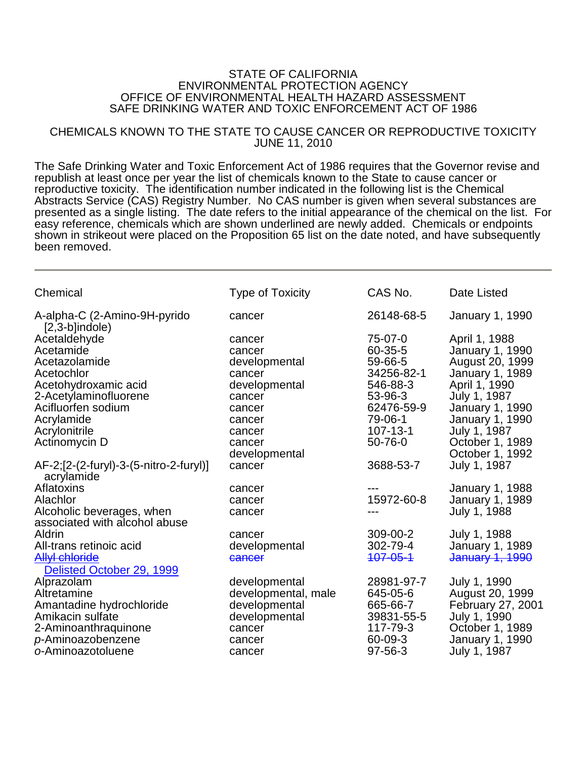STATE OF CALIFORNIA
ENVIRONMENTAL PROTECTION AGENCY
OFFICE OF ENVIRONMENTAL HEALTH HAZARD ASSESSMENT
SAFE DRINKING WATER AND TOXIC ENFORCEMENT ACT OF 1986

CHEMICALS KNOWN TO THE STATE TO CAUSE CANCER OR REPRODUCTIVE TOXICITY
JUNE 11, 2010

The Safe Drinking Water and Toxic Enforcement Act of 1986 requires that the Governor revise and republish at least once per year the list of chemicals known to the State to cause cancer or reproductive toxicity. The identification number indicated in the following list is the Chemical Abstracts Service (CAS) Registry Number. No CAS number is given when several substances are presented as a single listing. The date refers to the initial appearance of the chemical on the list. For easy reference, chemicals which are shown underlined are newly added. Chemicals or endpoints shown in strikeout were placed on the Proposition 65 list on the date noted, and have subsequently been removed.

---

| Chemical | Type of Toxicity | CAS No. | Date Listed |
|---|---|---|---|
| A-alpha-C (2-Amino-9H-pyrido [2,3-b]indole) | cancer | 26148-68-5 | January 1, 1990 |
| Acetaldehyde | cancer | 75-07-0 | April 1, 1988 |
| Acetamide | cancer | 60-35-5 | January 1, 1990 |
| Acetazolamide | developmental | 59-66-5 | August 20, 1999 |
| Acetochlor | cancer | 34256-82-1 | January 1, 1989 |
| Acetohydroxamic acid | developmental | 546-88-3 | April 1, 1990 |
| 2-Acetylaminofluorene | cancer | 53-96-3 | July 1, 1987 |
| Acifluorfen sodium | cancer | 62476-59-9 | January 1, 1990 |
| Acrylamide | cancer | 79-06-1 | January 1, 1990 |
| Acrylonitrile | cancer | 107-13-1 | July 1, 1987 |
| Actinomycin D | cancer | 50-76-0 | October 1, 1989 |
| | developmental | | October 1, 1992 |
| AF-2;[2-(2-furyl)-3-(5-nitro-2-furyl)] acrylamide | cancer | 3688-53-7 | July 1, 1987 |
| Aflatoxins | cancer | --- | January 1, 1988 |
| Alachlor | cancer | 15972-60-8 | January 1, 1989 |
| Alcoholic beverages, when associated with alcohol abuse | cancer | --- | July 1, 1988 |
| Aldrin | cancer | 309-00-2 | July 1, 1988 |
| All-trans retinoic acid | developmental | 302-79-4 | January 1, 1989 |
| ~~Allyl chloride~~ Delisted October 29, 1999 | ~~cancer~~ | ~~107-05-1~~ | ~~January 1, 1990~~ |
| Alprazolam | developmental | 28981-97-7 | July 1, 1990 |
| Altretamine | developmental, male | 645-05-6 | August 20, 1999 |
| Amantadine hydrochloride | developmental | 665-66-7 | February 27, 2001 |
| Amikacin sulfate | developmental | 39831-55-5 | July 1, 1990 |
| 2-Aminoanthraquinone | cancer | 117-79-3 | October 1, 1989 |
| *p*-Aminoazobenzene | cancer | 60-09-3 | January 1, 1990 |
| *o*-Aminoazotoluene | cancer | 97-56-3 | July 1, 1987 |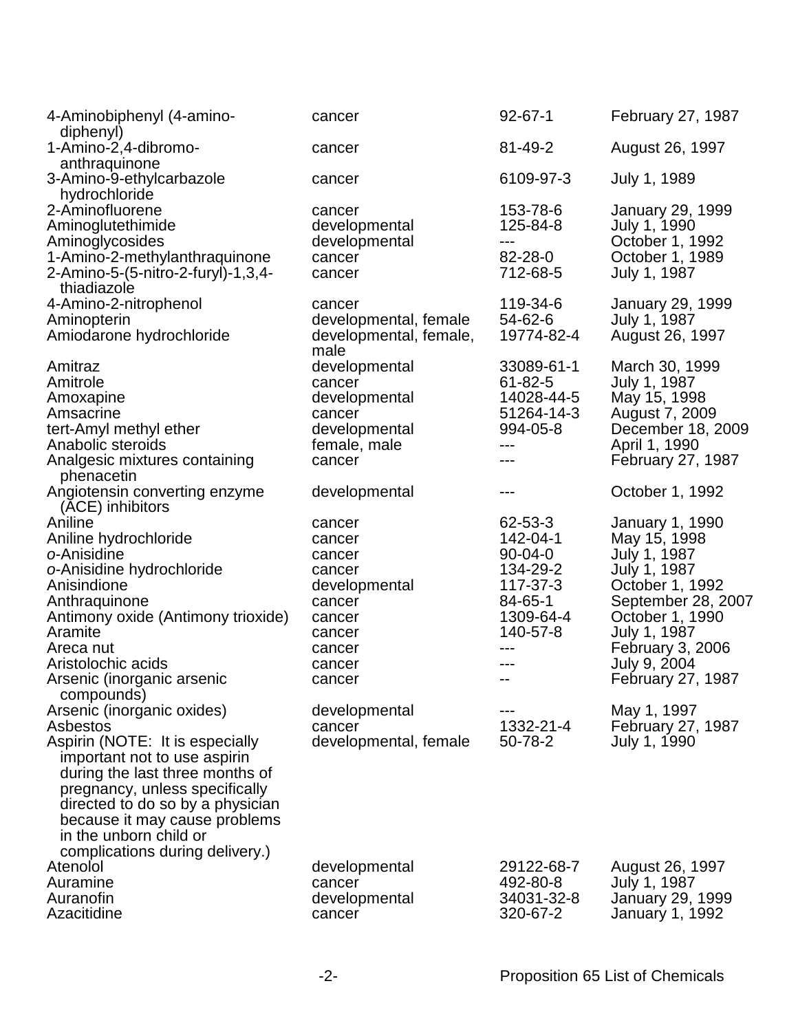| | | | |
|---|---|---|---|
| 4-Aminobiphenyl (4-amino-diphenyl) | cancer | 92-67-1 | February 27, 1987 |
| 1-Amino-2,4-dibromo-anthraquinone | cancer | 81-49-2 | August 26, 1997 |
| 3-Amino-9-ethylcarbazole hydrochloride | cancer | 6109-97-3 | July 1, 1989 |
| 2-Aminofluorene | cancer | 153-78-6 | January 29, 1999 |
| Aminoglutethimide | developmental | 125-84-8 | July 1, 1990 |
| Aminoglycosides | developmental | --- | October 1, 1992 |
| 1-Amino-2-methylanthraquinone | cancer | 82-28-0 | October 1, 1989 |
| 2-Amino-5-(5-nitro-2-furyl)-1,3,4-thiadiazole | cancer | 712-68-5 | July 1, 1987 |
| 4-Amino-2-nitrophenol | cancer | 119-34-6 | January 29, 1999 |
| Aminopterin | developmental, female | 54-62-6 | July 1, 1987 |
| Amiodarone hydrochloride | developmental, female, male | 19774-82-4 | August 26, 1997 |
| Amitraz | developmental | 33089-61-1 | March 30, 1999 |
| Amitrole | cancer | 61-82-5 | July 1, 1987 |
| Amoxapine | developmental | 14028-44-5 | May 15, 1998 |
| Amsacrine | cancer | 51264-14-3 | August 7, 2009 |
| tert-Amyl methyl ether | developmental | 994-05-8 | December 18, 2009 |
| Anabolic steroids | female, male | --- | April 1, 1990 |
| Analgesic mixtures containing phenacetin | cancer | --- | February 27, 1987 |
| Angiotensin converting enzyme (ACE) inhibitors | developmental | --- | October 1, 1992 |
| Aniline | cancer | 62-53-3 | January 1, 1990 |
| Aniline hydrochloride | cancer | 142-04-1 | May 15, 1998 |
| *o*-Anisidine | cancer | 90-04-0 | July 1, 1987 |
| *o*-Anisidine hydrochloride | cancer | 134-29-2 | July 1, 1987 |
| Anisindione | developmental | 117-37-3 | October 1, 1992 |
| Anthraquinone | cancer | 84-65-1 | September 28, 2007 |
| Antimony oxide (Antimony trioxide) | cancer | 1309-64-4 | October 1, 1990 |
| Aramite | cancer | 140-57-8 | July 1, 1987 |
| Areca nut | cancer | --- | February 3, 2006 |
| Aristolochic acids | cancer | --- | July 9, 2004 |
| Arsenic (inorganic arsenic compounds) | cancer | -- | February 27, 1987 |
| Arsenic (inorganic oxides) | developmental | --- | May 1, 1997 |
| Asbestos | cancer | 1332-21-4 | February 27, 1987 |
| Aspirin (NOTE: It is especially important not to use aspirin during the last three months of pregnancy, unless specifically directed to do so by a physician because it may cause problems in the unborn child or complications during delivery.) | developmental, female | 50-78-2 | July 1, 1990 |
| Atenolol | developmental | 29122-68-7 | August 26, 1997 |
| Auramine | cancer | 492-80-8 | July 1, 1987 |
| Auranofin | developmental | 34031-32-8 | January 29, 1999 |
| Azacitidine | cancer | 320-67-2 | January 1, 1992 |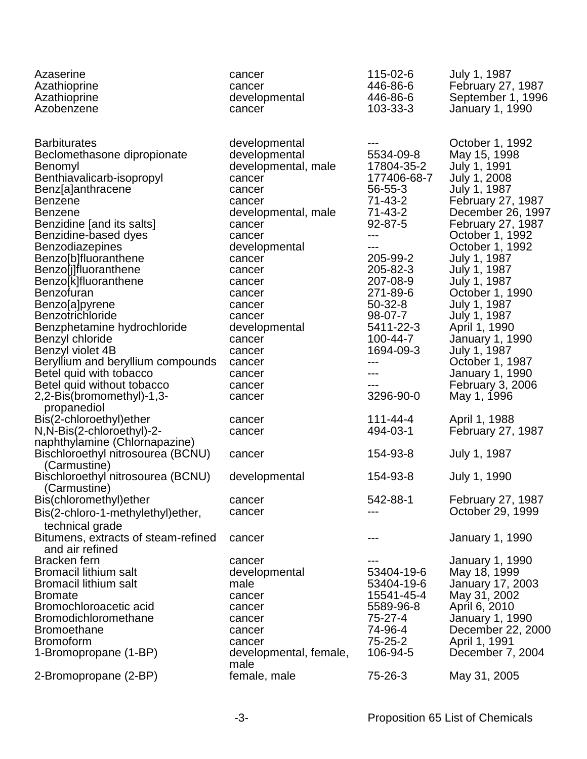| | | | |
|---|---|---|---|
| Azaserine | cancer | 115-02-6 | July 1, 1987 |
| Azathioprine | cancer | 446-86-6 | February 27, 1987 |
| Azathioprine | developmental | 446-86-6 | September 1, 1996 |
| Azobenzene | cancer | 103-33-3 | January 1, 1990 |
| | | | |
| Barbiturates | developmental | --- | October 1, 1992 |
| Beclomethasone dipropionate | developmental | 5534-09-8 | May 15, 1998 |
| Benomyl | developmental, male | 17804-35-2 | July 1, 1991 |
| Benthiavalicarb-isopropyl | cancer | 177406-68-7 | July 1, 2008 |
| Benz[a]anthracene | cancer | 56-55-3 | July 1, 1987 |
| Benzene | cancer | 71-43-2 | February 27, 1987 |
| Benzene | developmental, male | 71-43-2 | December 26, 1997 |
| Benzidine [and its salts] | cancer | 92-87-5 | February 27, 1987 |
| Benzidine-based dyes | cancer | --- | October 1, 1992 |
| Benzodiazepines | developmental | --- | October 1, 1992 |
| Benzo[b]fluoranthene | cancer | 205-99-2 | July 1, 1987 |
| Benzo[j]fluoranthene | cancer | 205-82-3 | July 1, 1987 |
| Benzo[k]fluoranthene | cancer | 207-08-9 | July 1, 1987 |
| Benzofuran | cancer | 271-89-6 | October 1, 1990 |
| Benzo[a]pyrene | cancer | 50-32-8 | July 1, 1987 |
| Benzotrichloride | cancer | 98-07-7 | July 1, 1987 |
| Benzphetamine hydrochloride | developmental | 5411-22-3 | April 1, 1990 |
| Benzyl chloride | cancer | 100-44-7 | January 1, 1990 |
| Benzyl violet 4B | cancer | 1694-09-3 | July 1, 1987 |
| Beryllium and beryllium compounds | cancer | --- | October 1, 1987 |
| Betel quid with tobacco | cancer | --- | January 1, 1990 |
| Betel quid without tobacco | cancer | --- | February 3, 2006 |
| 2,2-Bis(bromomethyl)-1,3-propanediol | cancer | 3296-90-0 | May 1, 1996 |
| Bis(2-chloroethyl)ether | cancer | 111-44-4 | April 1, 1988 |
| N,N-Bis(2-chloroethyl)-2-naphthylamine (Chlornapazine) | cancer | 494-03-1 | February 27, 1987 |
| Bischloroethyl nitrosourea (BCNU) (Carmustine) | cancer | 154-93-8 | July 1, 1987 |
| Bischloroethyl nitrosourea (BCNU) (Carmustine) | developmental | 154-93-8 | July 1, 1990 |
| Bis(chloromethyl)ether | cancer | 542-88-1 | February 27, 1987 |
| Bis(2-chloro-1-methylethyl)ether, technical grade | cancer | --- | October 29, 1999 |
| Bitumens, extracts of steam-refined and air refined | cancer | --- | January 1, 1990 |
| Bracken fern | cancer | --- | January 1, 1990 |
| Bromacil lithium salt | developmental | 53404-19-6 | May 18, 1999 |
| Bromacil lithium salt | male | 53404-19-6 | January 17, 2003 |
| Bromate | cancer | 15541-45-4 | May 31, 2002 |
| Bromochloroacetic acid | cancer | 5589-96-8 | April 6, 2010 |
| Bromodichloromethane | cancer | 75-27-4 | January 1, 1990 |
| Bromoethane | cancer | 74-96-4 | December 22, 2000 |
| Bromoform | cancer | 75-25-2 | April 1, 1991 |
| 1-Bromopropane (1-BP) | developmental, female, male | 106-94-5 | December 7, 2004 |
| 2-Bromopropane (2-BP) | female, male | 75-26-3 | May 31, 2005 |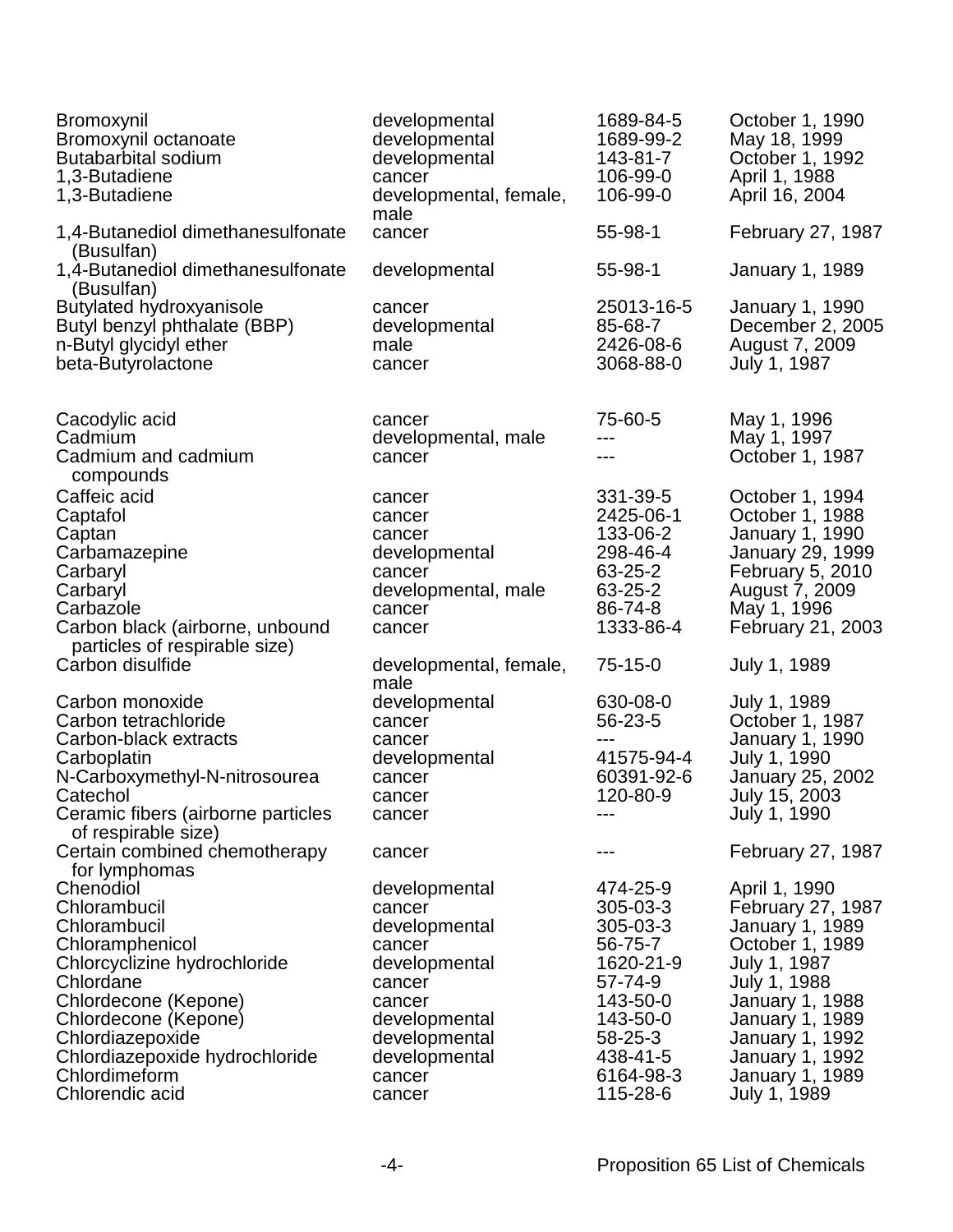| | | | |
|---|---|---|---|
| Bromoxynil | developmental | 1689-84-5 | October 1, 1990 |
| Bromoxynil octanoate | developmental | 1689-99-2 | May 18, 1999 |
| Butabarbital sodium | developmental | 143-81-7 | October 1, 1992 |
| 1,3-Butadiene | cancer | 106-99-0 | April 1, 1988 |
| 1,3-Butadiene | developmental, female, male | 106-99-0 | April 16, 2004 |
| 1,4-Butanediol dimethanesulfonate (Busulfan) | cancer | 55-98-1 | February 27, 1987 |
| 1,4-Butanediol dimethanesulfonate (Busulfan) | developmental | 55-98-1 | January 1, 1989 |
| Butylated hydroxyanisole | cancer | 25013-16-5 | January 1, 1990 |
| Butyl benzyl phthalate (BBP) | developmental | 85-68-7 | December 2, 2005 |
| n-Butyl glycidyl ether | male | 2426-08-6 | August 7, 2009 |
| beta-Butyrolactone | cancer | 3068-88-0 | July 1, 1987 |
| | | | |
| Cacodylic acid | cancer | 75-60-5 | May 1, 1996 |
| Cadmium | developmental, male | --- | May 1, 1997 |
| Cadmium and cadmium compounds | cancer | --- | October 1, 1987 |
| Caffeic acid | cancer | 331-39-5 | October 1, 1994 |
| Captafol | cancer | 2425-06-1 | October 1, 1988 |
| Captan | cancer | 133-06-2 | January 1, 1990 |
| Carbamazepine | developmental | 298-46-4 | January 29, 1999 |
| Carbaryl | cancer | 63-25-2 | February 5, 2010 |
| Carbaryl | developmental, male | 63-25-2 | August 7, 2009 |
| Carbazole | cancer | 86-74-8 | May 1, 1996 |
| Carbon black (airborne, unbound particles of respirable size) | cancer | 1333-86-4 | February 21, 2003 |
| Carbon disulfide | developmental, female, male | 75-15-0 | July 1, 1989 |
| Carbon monoxide | developmental | 630-08-0 | July 1, 1989 |
| Carbon tetrachloride | cancer | 56-23-5 | October 1, 1987 |
| Carbon-black extracts | cancer | --- | January 1, 1990 |
| Carboplatin | developmental | 41575-94-4 | July 1, 1990 |
| N-Carboxymethyl-N-nitrosourea | cancer | 60391-92-6 | January 25, 2002 |
| Catechol | cancer | 120-80-9 | July 15, 2003 |
| Ceramic fibers (airborne particles of respirable size) | cancer | --- | July 1, 1990 |
| Certain combined chemotherapy for lymphomas | cancer | --- | February 27, 1987 |
| Chenodiol | developmental | 474-25-9 | April 1, 1990 |
| Chlorambucil | cancer | 305-03-3 | February 27, 1987 |
| Chlorambucil | developmental | 305-03-3 | January 1, 1989 |
| Chloramphenicol | cancer | 56-75-7 | October 1, 1989 |
| Chlorcyclizine hydrochloride | developmental | 1620-21-9 | July 1, 1987 |
| Chlordane | cancer | 57-74-9 | July 1, 1988 |
| Chlordecone (Kepone) | cancer | 143-50-0 | January 1, 1988 |
| Chlordecone (Kepone) | developmental | 143-50-0 | January 1, 1989 |
| Chlordiazepoxide | developmental | 58-25-3 | January 1, 1992 |
| Chlordiazepoxide hydrochloride | developmental | 438-41-5 | January 1, 1992 |
| Chlordimeform | cancer | 6164-98-3 | January 1, 1989 |
| Chlorendic acid | cancer | 115-28-6 | July 1, 1989 |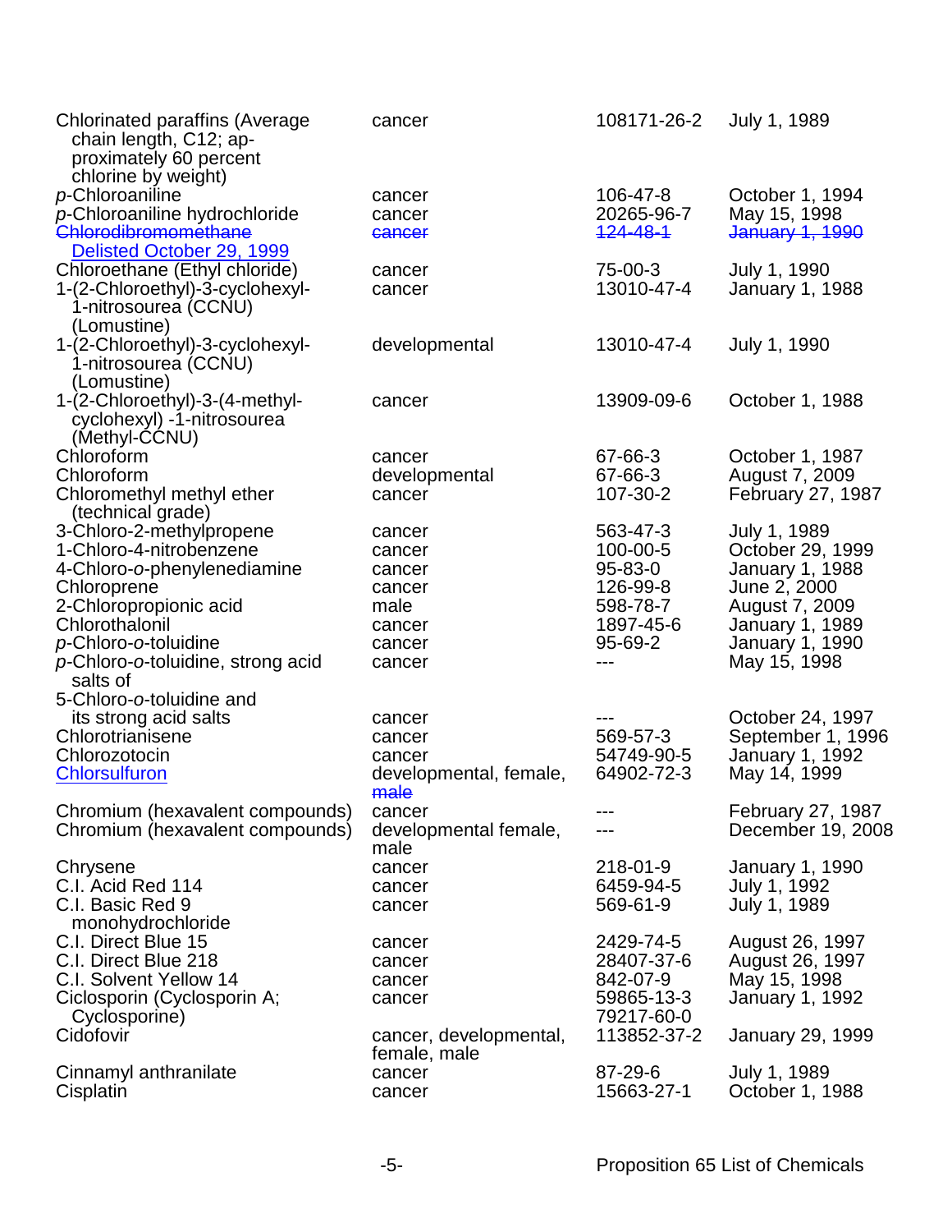| Chemical | Type of Toxicity | CAS No. | Date Listed |
|---|---|---|---|
| Chlorinated paraffins (Average chain length, C12; approximately 60 percent chlorine by weight) | cancer | 108171-26-2 | July 1, 1989 |
| *p*-Chloroaniline | cancer | 106-47-8 | October 1, 1994 |
| *p*-Chloroaniline hydrochloride | cancer | 20265-96-7 | May 15, 1998 |
| ~~Chlorodibromomethane~~ Delisted October 29, 1999 | ~~cancer~~ | ~~124-48-1~~ | ~~January 1, 1990~~ |
| Chloroethane (Ethyl chloride) | cancer | 75-00-3 | July 1, 1990 |
| 1-(2-Chloroethyl)-3-cyclohexyl-1-nitrosourea (CCNU) (Lomustine) | cancer | 13010-47-4 | January 1, 1988 |
| 1-(2-Chloroethyl)-3-cyclohexyl-1-nitrosourea (CCNU) (Lomustine) | developmental | 13010-47-4 | July 1, 1990 |
| 1-(2-Chloroethyl)-3-(4-methylcyclohexyl) -1-nitrosourea (Methyl-CCNU) | cancer | 13909-09-6 | October 1, 1988 |
| Chloroform | cancer | 67-66-3 | October 1, 1987 |
| Chloroform | developmental | 67-66-3 | August 7, 2009 |
| Chloromethyl methyl ether (technical grade) | cancer | 107-30-2 | February 27, 1987 |
| 3-Chloro-2-methylpropene | cancer | 563-47-3 | July 1, 1989 |
| 1-Chloro-4-nitrobenzene | cancer | 100-00-5 | October 29, 1999 |
| 4-Chloro-*o*-phenylenediamine | cancer | 95-83-0 | January 1, 1988 |
| Chloroprene | cancer | 126-99-8 | June 2, 2000 |
| 2-Chloropropionic acid | male | 598-78-7 | August 7, 2009 |
| Chlorothalonil | cancer | 1897-45-6 | January 1, 1989 |
| *p*-Chloro-*o*-toluidine | cancer | 95-69-2 | January 1, 1990 |
| *p*-Chloro-*o*-toluidine, strong acid salts of | cancer | --- | May 15, 1998 |
| 5-Chloro-*o*-toluidine and its strong acid salts | cancer | --- | October 24, 1997 |
| Chlorotrianisene | cancer | 569-57-3 | September 1, 1996 |
| Chlorozotocin | cancer | 54749-90-5 | January 1, 1992 |
| Chlorsulfuron | developmental, female, ~~male~~ | 64902-72-3 | May 14, 1999 |
| Chromium (hexavalent compounds) | cancer | --- | February 27, 1987 |
| Chromium (hexavalent compounds) | developmental female, male | --- | December 19, 2008 |
| Chrysene | cancer | 218-01-9 | January 1, 1990 |
| C.I. Acid Red 114 | cancer | 6459-94-5 | July 1, 1992 |
| C.I. Basic Red 9 monohydrochloride | cancer | 569-61-9 | July 1, 1989 |
| C.I. Direct Blue 15 | cancer | 2429-74-5 | August 26, 1997 |
| C.I. Direct Blue 218 | cancer | 28407-37-6 | August 26, 1997 |
| C.I. Solvent Yellow 14 | cancer | 842-07-9 | May 15, 1998 |
| Ciclosporin (Cyclosporin A; Cyclosporine) | cancer | 59865-13-3 79217-60-0 | January 1, 1992 |
| Cidofovir | cancer, developmental, female, male | 113852-37-2 | January 29, 1999 |
| Cinnamyl anthranilate | cancer | 87-29-6 | July 1, 1989 |
| Cisplatin | cancer | 15663-27-1 | October 1, 1988 |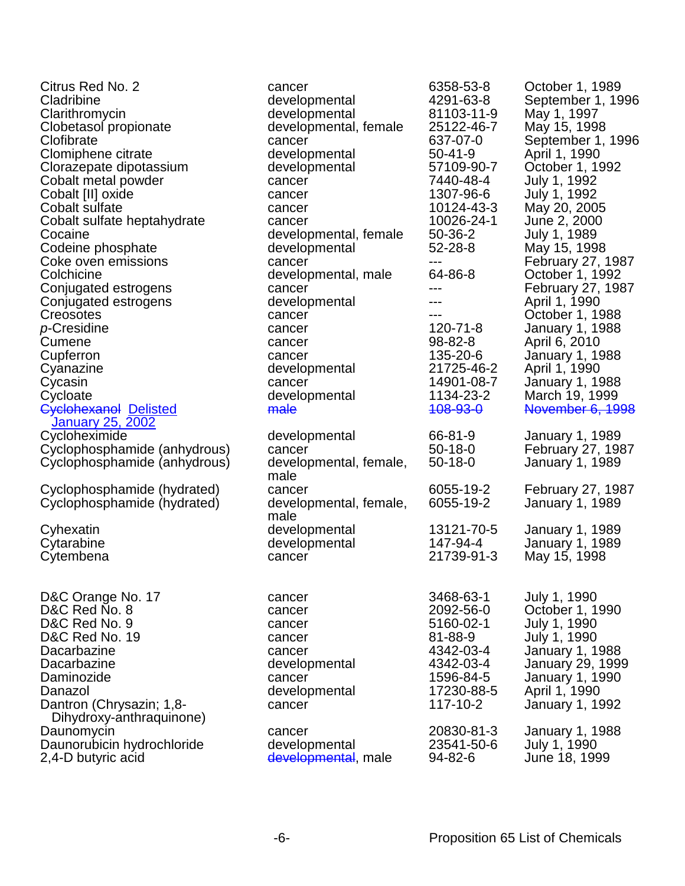| | | | |
|---|---|---|---|
| Citrus Red No. 2 | cancer | 6358-53-8 | October 1, 1989 |
| Cladribine | developmental | 4291-63-8 | September 1, 1996 |
| Clarithromycin | developmental | 81103-11-9 | May 1, 1997 |
| Clobetasol propionate | developmental, female | 25122-46-7 | May 15, 1998 |
| Clofibrate | cancer | 637-07-0 | September 1, 1996 |
| Clomiphene citrate | developmental | 50-41-9 | April 1, 1990 |
| Clorazepate dipotassium | developmental | 57109-90-7 | October 1, 1992 |
| Cobalt metal powder | cancer | 7440-48-4 | July 1, 1992 |
| Cobalt [II] oxide | cancer | 1307-96-6 | July 1, 1992 |
| Cobalt sulfate | cancer | 10124-43-3 | May 20, 2005 |
| Cobalt sulfate heptahydrate | cancer | 10026-24-1 | June 2, 2000 |
| Cocaine | developmental, female | 50-36-2 | July 1, 1989 |
| Codeine phosphate | developmental | 52-28-8 | May 15, 1998 |
| Coke oven emissions | cancer | --- | February 27, 1987 |
| Colchicine | developmental, male | 64-86-8 | October 1, 1992 |
| Conjugated estrogens | cancer | --- | February 27, 1987 |
| Conjugated estrogens | developmental | --- | April 1, 1990 |
| Creosotes | cancer | --- | October 1, 1988 |
| *p*-Cresidine | cancer | 120-71-8 | January 1, 1988 |
| Cumene | cancer | 98-82-8 | April 6, 2010 |
| Cupferron | cancer | 135-20-6 | January 1, 1988 |
| Cyanazine | developmental | 21725-46-2 | April 1, 1990 |
| Cycasin | cancer | 14901-08-7 | January 1, 1988 |
| Cycloate | developmental | 1134-23-2 | March 19, 1999 |
| ~~Cyclohexanol~~ Delisted January 25, 2002 | ~~male~~ | ~~108-93-0~~ | ~~November 6, 1998~~ |
| Cycloheximide | developmental | 66-81-9 | January 1, 1989 |
| Cyclophosphamide (anhydrous) | cancer | 50-18-0 | February 27, 1987 |
| Cyclophosphamide (anhydrous) | developmental, female, male | 50-18-0 | January 1, 1989 |
| Cyclophosphamide (hydrated) | cancer | 6055-19-2 | February 27, 1987 |
| Cyclophosphamide (hydrated) | developmental, female, male | 6055-19-2 | January 1, 1989 |
| Cyhexatin | developmental | 13121-70-5 | January 1, 1989 |
| Cytarabine | developmental | 147-94-4 | January 1, 1989 |
| Cytembena | cancer | 21739-91-3 | May 15, 1998 |
| D&C Orange No. 17 | cancer | 3468-63-1 | July 1, 1990 |
| D&C Red No. 8 | cancer | 2092-56-0 | October 1, 1990 |
| D&C Red No. 9 | cancer | 5160-02-1 | July 1, 1990 |
| D&C Red No. 19 | cancer | 81-88-9 | July 1, 1990 |
| Dacarbazine | cancer | 4342-03-4 | January 1, 1988 |
| Dacarbazine | developmental | 4342-03-4 | January 29, 1999 |
| Daminozide | cancer | 1596-84-5 | January 1, 1990 |
| Danazol | developmental | 17230-88-5 | April 1, 1990 |
| Dantron (Chrysazin; 1,8-Dihydroxy-anthraquinone) | cancer | 117-10-2 | January 1, 1992 |
| Daunomycin | cancer | 20830-81-3 | January 1, 1988 |
| Daunorubicin hydrochloride | developmental | 23541-50-6 | July 1, 1990 |
| 2,4-D butyric acid | ~~developmental~~, male | 94-82-6 | June 18, 1999 |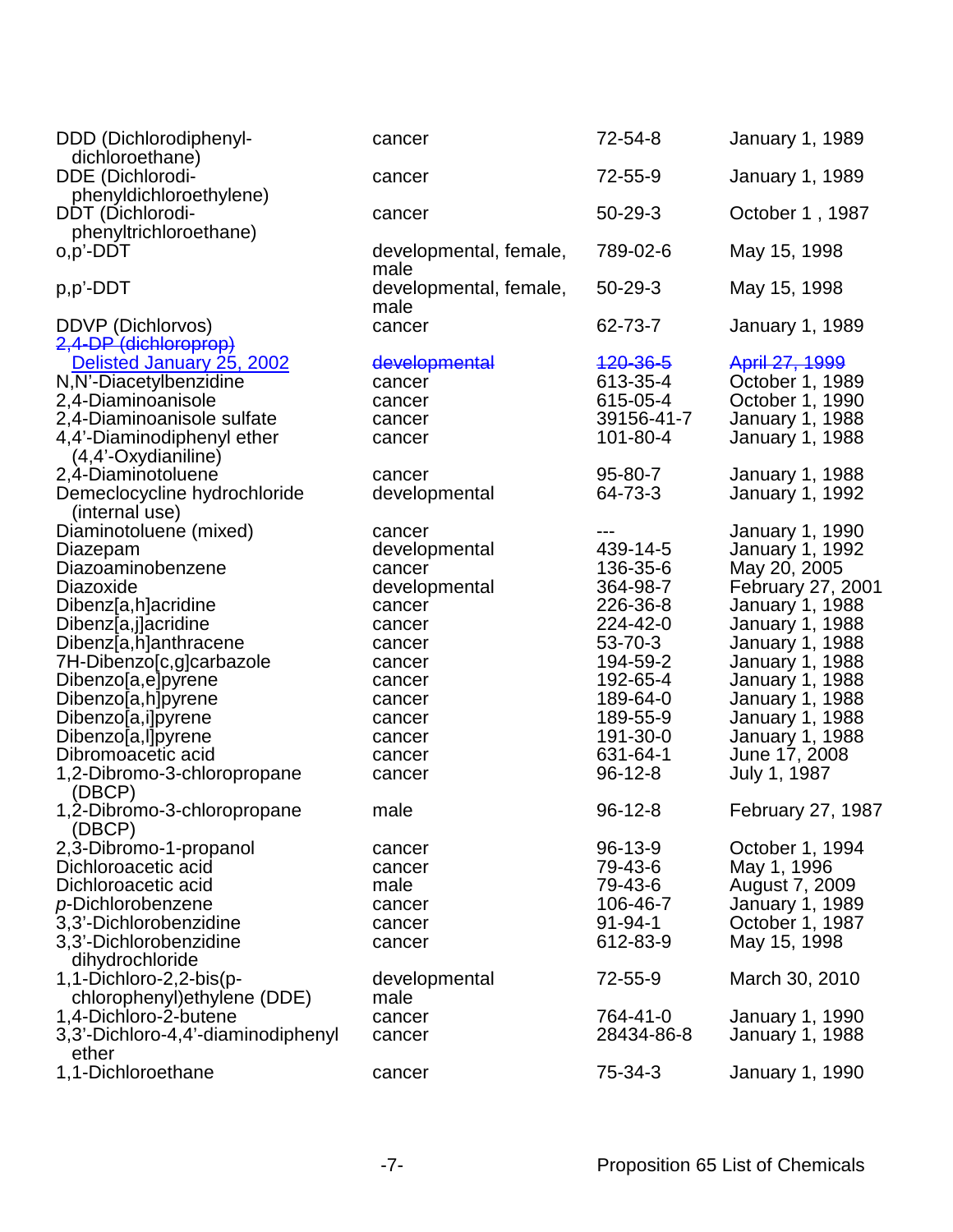| | | | |
|---|---|---|---|
| DDD (Dichlorodiphenyl-dichloroethane) | cancer | 72-54-8 | January 1, 1989 |
| DDE (Dichlorodi-phenyldichloroethylene) | cancer | 72-55-9 | January 1, 1989 |
| DDT (Dichlorodi-phenyltrichloroethane) | cancer | 50-29-3 | October 1 , 1987 |
| o,p'-DDT | developmental, female, male | 789-02-6 | May 15, 1998 |
| p,p'-DDT | developmental, female, male | 50-29-3 | May 15, 1998 |
| DDVP (Dichlorvos) | cancer | 62-73-7 | January 1, 1989 |
| ~~2,4-DP (dichloroprop)~~ Delisted January 25, 2002 | ~~developmental~~ | ~~120-36-5~~ | ~~April 27, 1999~~ |
| N,N'-Diacetylbenzidine | cancer | 613-35-4 | October 1, 1989 |
| 2,4-Diaminoanisole | cancer | 615-05-4 | October 1, 1990 |
| 2,4-Diaminoanisole sulfate | cancer | 39156-41-7 | January 1, 1988 |
| 4,4'-Diaminodiphenyl ether (4,4'-Oxydianiline) | cancer | 101-80-4 | January 1, 1988 |
| 2,4-Diaminotoluene | cancer | 95-80-7 | January 1, 1988 |
| Demeclocycline hydrochloride (internal use) | developmental | 64-73-3 | January 1, 1992 |
| Diaminotoluene (mixed) | cancer | --- | January 1, 1990 |
| Diazepam | developmental | 439-14-5 | January 1, 1992 |
| Diazoaminobenzene | cancer | 136-35-6 | May 20, 2005 |
| Diazoxide | developmental | 364-98-7 | February 27, 2001 |
| Dibenz[a,h]acridine | cancer | 226-36-8 | January 1, 1988 |
| Dibenz[a,j]acridine | cancer | 224-42-0 | January 1, 1988 |
| Dibenz[a,h]anthracene | cancer | 53-70-3 | January 1, 1988 |
| 7H-Dibenzo[c,g]carbazole | cancer | 194-59-2 | January 1, 1988 |
| Dibenzo[a,e]pyrene | cancer | 192-65-4 | January 1, 1988 |
| Dibenzo[a,h]pyrene | cancer | 189-64-0 | January 1, 1988 |
| Dibenzo[a,i]pyrene | cancer | 189-55-9 | January 1, 1988 |
| Dibenzo[a,l]pyrene | cancer | 191-30-0 | January 1, 1988 |
| Dibromoacetic acid | cancer | 631-64-1 | June 17, 2008 |
| 1,2-Dibromo-3-chloropropane (DBCP) | cancer | 96-12-8 | July 1, 1987 |
| 1,2-Dibromo-3-chloropropane (DBCP) | male | 96-12-8 | February 27, 1987 |
| 2,3-Dibromo-1-propanol | cancer | 96-13-9 | October 1, 1994 |
| Dichloroacetic acid | cancer | 79-43-6 | May 1, 1996 |
| Dichloroacetic acid | male | 79-43-6 | August 7, 2009 |
| *p*-Dichlorobenzene | cancer | 106-46-7 | January 1, 1989 |
| 3,3'-Dichlorobenzidine | cancer | 91-94-1 | October 1, 1987 |
| 3,3'-Dichlorobenzidine dihydrochloride | cancer | 612-83-9 | May 15, 1998 |
| 1,1-Dichloro-2,2-bis(p-chlorophenyl)ethylene (DDE) | developmental male | 72-55-9 | March 30, 2010 |
| 1,4-Dichloro-2-butene | cancer | 764-41-0 | January 1, 1990 |
| 3,3'-Dichloro-4,4'-diaminodiphenyl ether | cancer | 28434-86-8 | January 1, 1988 |
| 1,1-Dichloroethane | cancer | 75-34-3 | January 1, 1990 |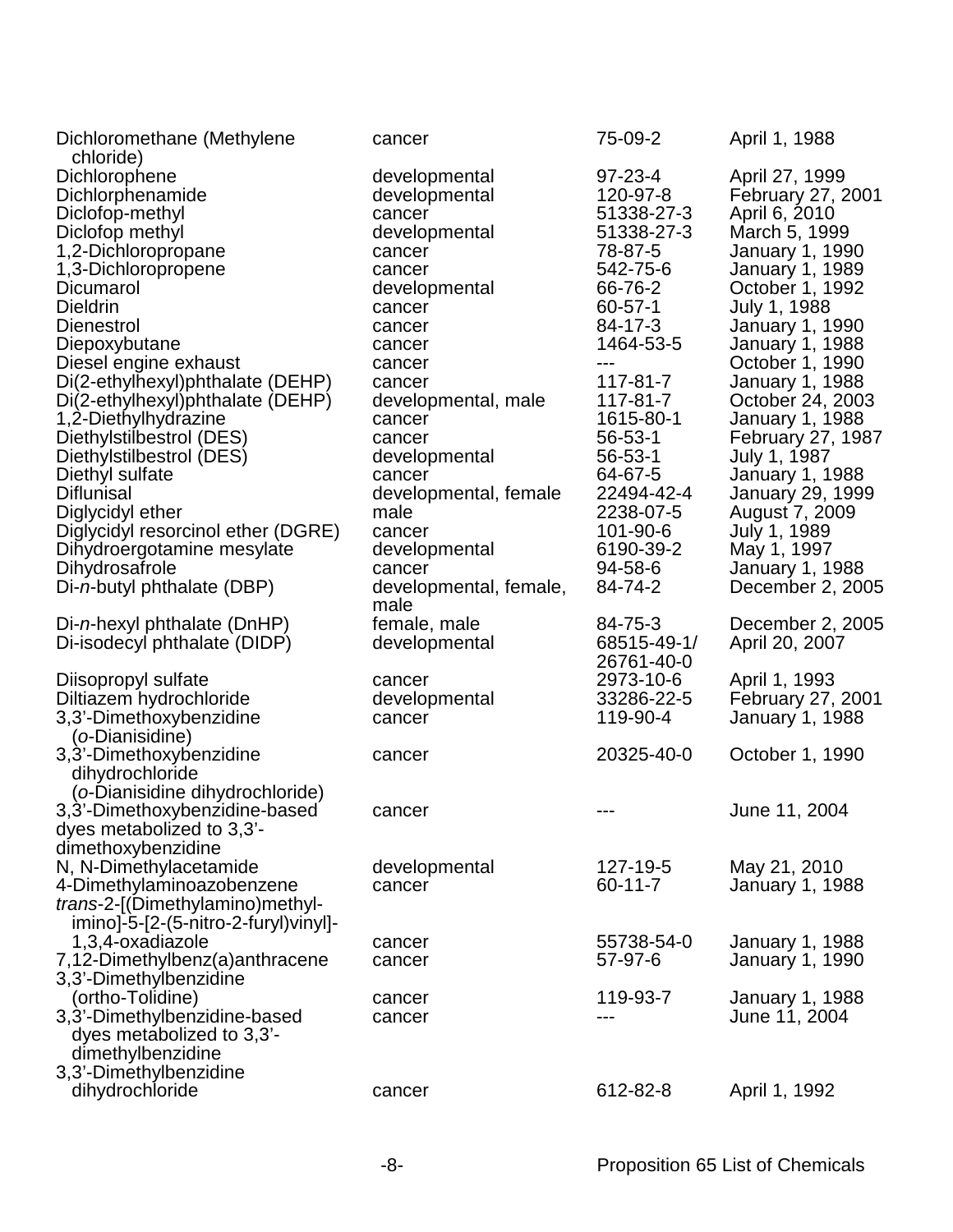| | | | |
|---|---|---|---|
| Dichloromethane (Methylene chloride) | cancer | 75-09-2 | April 1, 1988 |
| Dichlorophene | developmental | 97-23-4 | April 27, 1999 |
| Dichlorphenamide | developmental | 120-97-8 | February 27, 2001 |
| Diclofop-methyl | cancer | 51338-27-3 | April 6, 2010 |
| Diclofop methyl | developmental | 51338-27-3 | March 5, 1999 |
| 1,2-Dichloropropane | cancer | 78-87-5 | January 1, 1990 |
| 1,3-Dichloropropene | cancer | 542-75-6 | January 1, 1989 |
| Dicumarol | developmental | 66-76-2 | October 1, 1992 |
| Dieldrin | cancer | 60-57-1 | July 1, 1988 |
| Dienestrol | cancer | 84-17-3 | January 1, 1990 |
| Diepoxybutane | cancer | 1464-53-5 | January 1, 1988 |
| Diesel engine exhaust | cancer | --- | October 1, 1990 |
| Di(2-ethylhexyl)phthalate (DEHP) | cancer | 117-81-7 | January 1, 1988 |
| Di(2-ethylhexyl)phthalate (DEHP) | developmental, male | 117-81-7 | October 24, 2003 |
| 1,2-Diethylhydrazine | cancer | 1615-80-1 | January 1, 1988 |
| Diethylstilbestrol (DES) | cancer | 56-53-1 | February 27, 1987 |
| Diethylstilbestrol (DES) | developmental | 56-53-1 | July 1, 1987 |
| Diethyl sulfate | cancer | 64-67-5 | January 1, 1988 |
| Diflunisal | developmental, female | 22494-42-4 | January 29, 1999 |
| Diglycidyl ether | male | 2238-07-5 | August 7, 2009 |
| Diglycidyl resorcinol ether (DGRE) | cancer | 101-90-6 | July 1, 1989 |
| Dihydroergotamine mesylate | developmental | 6190-39-2 | May 1, 1997 |
| Dihydrosafrole | cancer | 94-58-6 | January 1, 1988 |
| Di-*n*-butyl phthalate (DBP) | developmental, female, male | 84-74-2 | December 2, 2005 |
| Di-*n*-hexyl phthalate (DnHP) | female, male | 84-75-3 | December 2, 2005 |
| Di-isodecyl phthalate (DIDP) | developmental | 68515-49-1/ 26761-40-0 | April 20, 2007 |
| Diisopropyl sulfate | cancer | 2973-10-6 | April 1, 1993 |
| Diltiazem hydrochloride | developmental | 33286-22-5 | February 27, 2001 |
| 3,3'-Dimethoxybenzidine (*o*-Dianisidine) | cancer | 119-90-4 | January 1, 1988 |
| 3,3'-Dimethoxybenzidine dihydrochloride (*o*-Dianisidine dihydrochloride) | cancer | 20325-40-0 | October 1, 1990 |
| 3,3'-Dimethoxybenzidine-based dyes metabolized to 3,3'-dimethoxybenzidine | cancer | --- | June 11, 2004 |
| N, N-Dimethylacetamide | developmental | 127-19-5 | May 21, 2010 |
| 4-Dimethylaminoazobenzene | cancer | 60-11-7 | January 1, 1988 |
| *trans*-2-[(Dimethylamino)methyl-imino]-5-[2-(5-nitro-2-furyl)vinyl]-1,3,4-oxadiazole | cancer | 55738-54-0 | January 1, 1988 |
| 7,12-Dimethylbenz(a)anthracene | cancer | 57-97-6 | January 1, 1990 |
| 3,3'-Dimethylbenzidine (ortho-Tolidine) | cancer | 119-93-7 | January 1, 1988 |
| 3,3'-Dimethylbenzidine-based dyes metabolized to 3,3'-dimethylbenzidine | cancer | --- | June 11, 2004 |
| 3,3'-Dimethylbenzidine dihydrochloride | cancer | 612-82-8 | April 1, 1992 |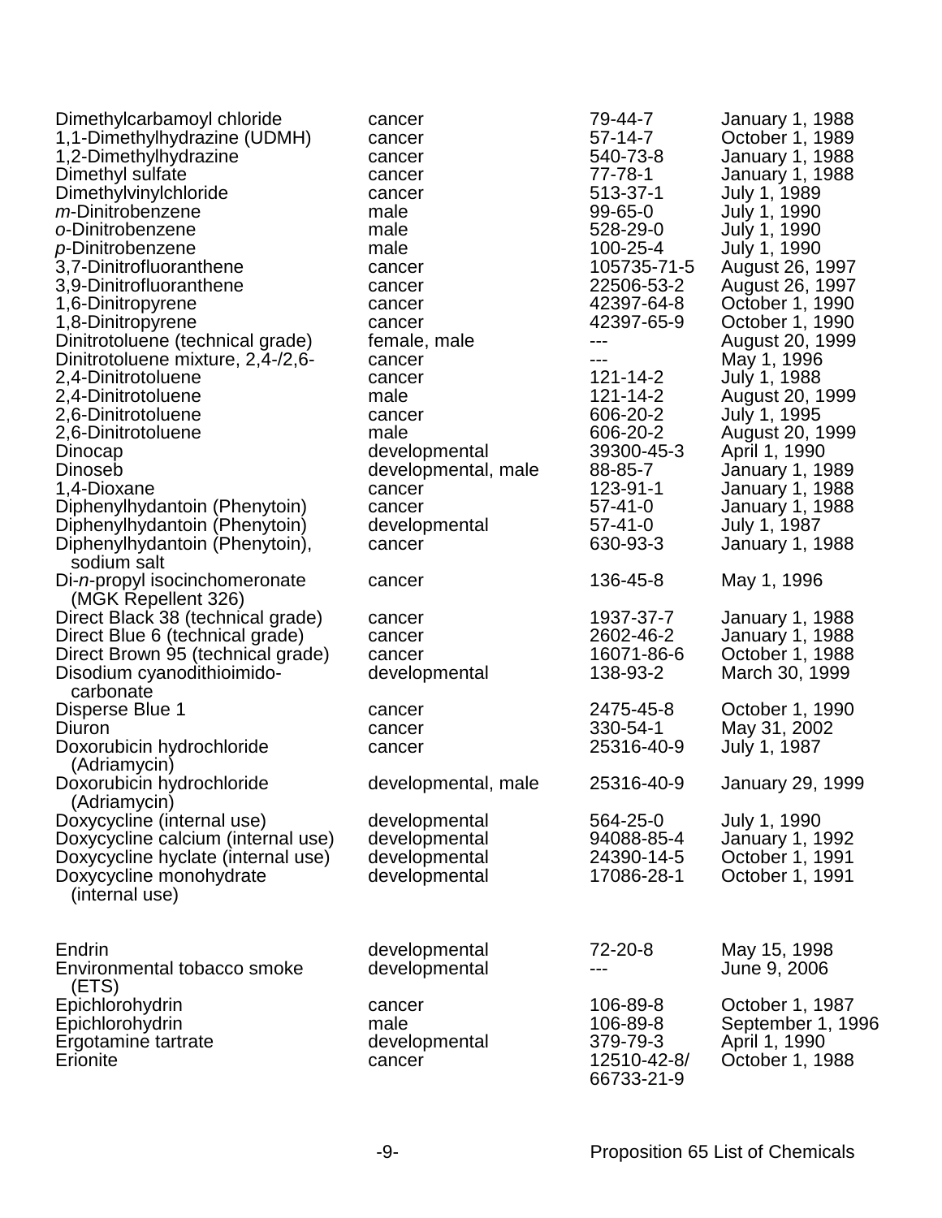| | | | |
|---|---|---|---|
| Dimethylcarbamoyl chloride | cancer | 79-44-7 | January 1, 1988 |
| 1,1-Dimethylhydrazine (UDMH) | cancer | 57-14-7 | October 1, 1989 |
| 1,2-Dimethylhydrazine | cancer | 540-73-8 | January 1, 1988 |
| Dimethyl sulfate | cancer | 77-78-1 | January 1, 1988 |
| Dimethylvinylchloride | cancer | 513-37-1 | July 1, 1989 |
| *m*-Dinitrobenzene | male | 99-65-0 | July 1, 1990 |
| *o*-Dinitrobenzene | male | 528-29-0 | July 1, 1990 |
| *p*-Dinitrobenzene | male | 100-25-4 | July 1, 1990 |
| 3,7-Dinitrofluoranthene | cancer | 105735-71-5 | August 26, 1997 |
| 3,9-Dinitrofluoranthene | cancer | 22506-53-2 | August 26, 1997 |
| 1,6-Dinitropyrene | cancer | 42397-64-8 | October 1, 1990 |
| 1,8-Dinitropyrene | cancer | 42397-65-9 | October 1, 1990 |
| Dinitrotoluene (technical grade) | female, male | --- | August 20, 1999 |
| Dinitrotoluene mixture, 2,4-/2,6- | cancer | --- | May 1, 1996 |
| 2,4-Dinitrotoluene | cancer | 121-14-2 | July 1, 1988 |
| 2,4-Dinitrotoluene | male | 121-14-2 | August 20, 1999 |
| 2,6-Dinitrotoluene | cancer | 606-20-2 | July 1, 1995 |
| 2,6-Dinitrotoluene | male | 606-20-2 | August 20, 1999 |
| Dinocap | developmental | 39300-45-3 | April 1, 1990 |
| Dinoseb | developmental, male | 88-85-7 | January 1, 1989 |
| 1,4-Dioxane | cancer | 123-91-1 | January 1, 1988 |
| Diphenylhydantoin (Phenytoin) | cancer | 57-41-0 | January 1, 1988 |
| Diphenylhydantoin (Phenytoin) | developmental | 57-41-0 | July 1, 1987 |
| Diphenylhydantoin (Phenytoin), sodium salt | cancer | 630-93-3 | January 1, 1988 |
| Di-*n*-propyl isocinchomeronate (MGK Repellent 326) | cancer | 136-45-8 | May 1, 1996 |
| Direct Black 38 (technical grade) | cancer | 1937-37-7 | January 1, 1988 |
| Direct Blue 6 (technical grade) | cancer | 2602-46-2 | January 1, 1988 |
| Direct Brown 95 (technical grade) | cancer | 16071-86-6 | October 1, 1988 |
| Disodium cyanodithioimido-carbonate | developmental | 138-93-2 | March 30, 1999 |
| Disperse Blue 1 | cancer | 2475-45-8 | October 1, 1990 |
| Diuron | cancer | 330-54-1 | May 31, 2002 |
| Doxorubicin hydrochloride (Adriamycin) | cancer | 25316-40-9 | July 1, 1987 |
| Doxorubicin hydrochloride (Adriamycin) | developmental, male | 25316-40-9 | January 29, 1999 |
| Doxycycline (internal use) | developmental | 564-25-0 | July 1, 1990 |
| Doxycycline calcium (internal use) | developmental | 94088-85-4 | January 1, 1992 |
| Doxycycline hyclate (internal use) | developmental | 24390-14-5 | October 1, 1991 |
| Doxycycline monohydrate (internal use) | developmental | 17086-28-1 | October 1, 1991 |
| Endrin | developmental | 72-20-8 | May 15, 1998 |
| Environmental tobacco smoke (ETS) | developmental | --- | June 9, 2006 |
| Epichlorohydrin | cancer | 106-89-8 | October 1, 1987 |
| Epichlorohydrin | male | 106-89-8 | September 1, 1996 |
| Ergotamine tartrate | developmental | 379-79-3 | April 1, 1990 |
| Erionite | cancer | 12510-42-8/ 66733-21-9 | October 1, 1988 |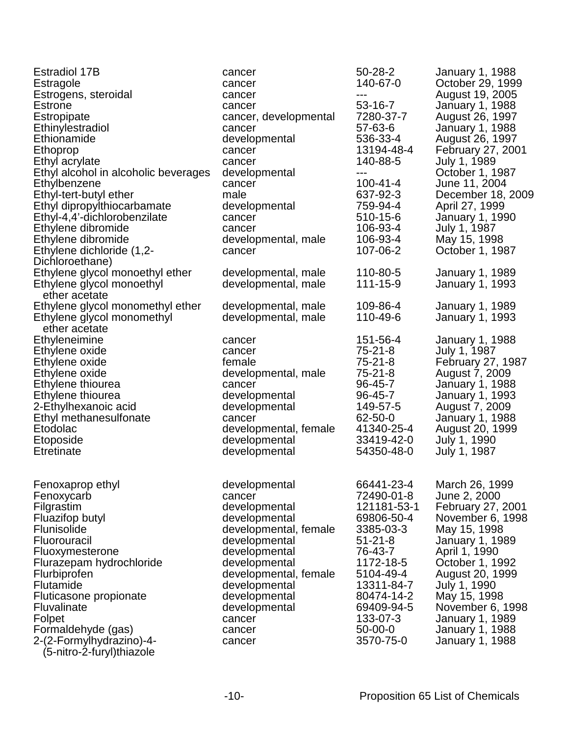| | | | |
|---|---|---|---|
| Estradiol 17B | cancer | 50-28-2 | January 1, 1988 |
| Estragole | cancer | 140-67-0 | October 29, 1999 |
| Estrogens, steroidal | cancer | --- | August 19, 2005 |
| Estrone | cancer | 53-16-7 | January 1, 1988 |
| Estropipate | cancer, developmental | 7280-37-7 | August 26, 1997 |
| Ethinylestradiol | cancer | 57-63-6 | January 1, 1988 |
| Ethionamide | developmental | 536-33-4 | August 26, 1997 |
| Ethoprop | cancer | 13194-48-4 | February 27, 2001 |
| Ethyl acrylate | cancer | 140-88-5 | July 1, 1989 |
| Ethyl alcohol in alcoholic beverages | developmental | --- | October 1, 1987 |
| Ethylbenzene | cancer | 100-41-4 | June 11, 2004 |
| Ethyl-tert-butyl ether | male | 637-92-3 | December 18, 2009 |
| Ethyl dipropylthiocarbamate | developmental | 759-94-4 | April 27, 1999 |
| Ethyl-4,4'-dichlorobenzilate | cancer | 510-15-6 | January 1, 1990 |
| Ethylene dibromide | cancer | 106-93-4 | July 1, 1987 |
| Ethylene dibromide | developmental, male | 106-93-4 | May 15, 1998 |
| Ethylene dichloride (1,2-Dichloroethane) | cancer | 107-06-2 | October 1, 1987 |
| Ethylene glycol monoethyl ether | developmental, male | 110-80-5 | January 1, 1989 |
| Ethylene glycol monoethyl ether acetate | developmental, male | 111-15-9 | January 1, 1993 |
| Ethylene glycol monomethyl ether | developmental, male | 109-86-4 | January 1, 1989 |
| Ethylene glycol monomethyl ether acetate | developmental, male | 110-49-6 | January 1, 1993 |
| Ethyleneimine | cancer | 151-56-4 | January 1, 1988 |
| Ethylene oxide | cancer | 75-21-8 | July 1, 1987 |
| Ethylene oxide | female | 75-21-8 | February 27, 1987 |
| Ethylene oxide | developmental, male | 75-21-8 | August 7, 2009 |
| Ethylene thiourea | cancer | 96-45-7 | January 1, 1988 |
| Ethylene thiourea | developmental | 96-45-7 | January 1, 1993 |
| 2-Ethylhexanoic acid | developmental | 149-57-5 | August 7, 2009 |
| Ethyl methanesulfonate | cancer | 62-50-0 | January 1, 1988 |
| Etodolac | developmental, female | 41340-25-4 | August 20, 1999 |
| Etoposide | developmental | 33419-42-0 | July 1, 1990 |
| Etretinate | developmental | 54350-48-0 | July 1, 1987 |
| | | | |
| Fenoxaprop ethyl | developmental | 66441-23-4 | March 26, 1999 |
| Fenoxycarb | cancer | 72490-01-8 | June 2, 2000 |
| Filgrastim | developmental | 121181-53-1 | February 27, 2001 |
| Fluazifop butyl | developmental | 69806-50-4 | November 6, 1998 |
| Flunisolide | developmental, female | 3385-03-3 | May 15, 1998 |
| Fluorouracil | developmental | 51-21-8 | January 1, 1989 |
| Fluoxymesterone | developmental | 76-43-7 | April 1, 1990 |
| Flurazepam hydrochloride | developmental | 1172-18-5 | October 1, 1992 |
| Flurbiprofen | developmental, female | 5104-49-4 | August 20, 1999 |
| Flutamide | developmental | 13311-84-7 | July 1, 1990 |
| Fluticasone propionate | developmental | 80474-14-2 | May 15, 1998 |
| Fluvalinate | developmental | 69409-94-5 | November 6, 1998 |
| Folpet | cancer | 133-07-3 | January 1, 1989 |
| Formaldehyde (gas) | cancer | 50-00-0 | January 1, 1988 |
| 2-(2-Formylhydrazino)-4-(5-nitro-2-furyl)thiazole | cancer | 3570-75-0 | January 1, 1988 |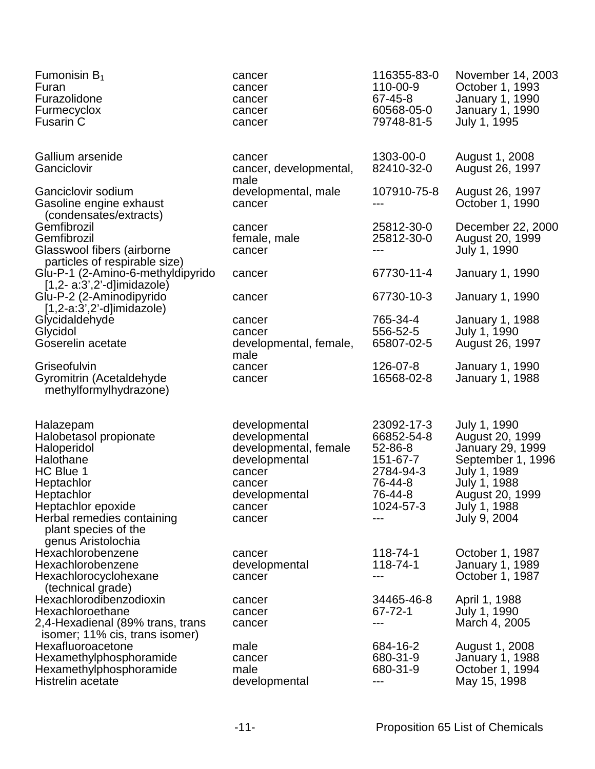| | | | |
|---|---|---|---|
| Fumonisin $B_1$ | cancer | 116355-83-0 | November 14, 2003 |
| Furan | cancer | 110-00-9 | October 1, 1993 |
| Furazolidone | cancer | 67-45-8 | January 1, 1990 |
| Furmecyclox | cancer | 60568-05-0 | January 1, 1990 |
| Fusarin C | cancer | 79748-81-5 | July 1, 1995 |
| | | | |
| Gallium arsenide | cancer | 1303-00-0 | August 1, 2008 |
| Ganciclovir | cancer, developmental, male | 82410-32-0 | August 26, 1997 |
| Ganciclovir sodium | developmental, male | 107910-75-8 | August 26, 1997 |
| Gasoline engine exhaust (condensates/extracts) | cancer | --- | October 1, 1990 |
| Gemfibrozil | cancer | 25812-30-0 | December 22, 2000 |
| Gemfibrozil | female, male | 25812-30-0 | August 20, 1999 |
| Glasswool fibers (airborne particles of respirable size) | cancer | --- | July 1, 1990 |
| Glu-P-1 (2-Amino-6-methyldipyrido [1,2- a:3',2'-d]imidazole) | cancer | 67730-11-4 | January 1, 1990 |
| Glu-P-2 (2-Aminodipyrido [1,2-a:3',2'-d]imidazole) | cancer | 67730-10-3 | January 1, 1990 |
| Glycidaldehyde | cancer | 765-34-4 | January 1, 1988 |
| Glycidol | cancer | 556-52-5 | July 1, 1990 |
| Goserelin acetate | developmental, female, male | 65807-02-5 | August 26, 1997 |
| Griseofulvin | cancer | 126-07-8 | January 1, 1990 |
| Gyromitrin (Acetaldehyde methylformylhydrazone) | cancer | 16568-02-8 | January 1, 1988 |
| | | | |
| Halazepam | developmental | 23092-17-3 | July 1, 1990 |
| Halobetasol propionate | developmental | 66852-54-8 | August 20, 1999 |
| Haloperidol | developmental, female | 52-86-8 | January 29, 1999 |
| Halothane | developmental | 151-67-7 | September 1, 1996 |
| HC Blue 1 | cancer | 2784-94-3 | July 1, 1989 |
| Heptachlor | cancer | 76-44-8 | July 1, 1988 |
| Heptachlor | developmental | 76-44-8 | August 20, 1999 |
| Heptachlor epoxide | cancer | 1024-57-3 | July 1, 1988 |
| Herbal remedies containing plant species of the genus Aristolochia | cancer | --- | July 9, 2004 |
| Hexachlorobenzene | cancer | 118-74-1 | October 1, 1987 |
| Hexachlorobenzene | developmental | 118-74-1 | January 1, 1989 |
| Hexachlorocyclohexane (technical grade) | cancer | --- | October 1, 1987 |
| Hexachlorodibenzodioxin | cancer | 34465-46-8 | April 1, 1988 |
| Hexachloroethane | cancer | 67-72-1 | July 1, 1990 |
| 2,4-Hexadienal (89% trans, trans isomer; 11% cis, trans isomer) | cancer | --- | March 4, 2005 |
| Hexafluoroacetone | male | 684-16-2 | August 1, 2008 |
| Hexamethylphosphoramide | cancer | 680-31-9 | January 1, 1988 |
| Hexamethylphosphoramide | male | 680-31-9 | October 1, 1994 |
| Histrelin acetate | developmental | --- | May 15, 1998 |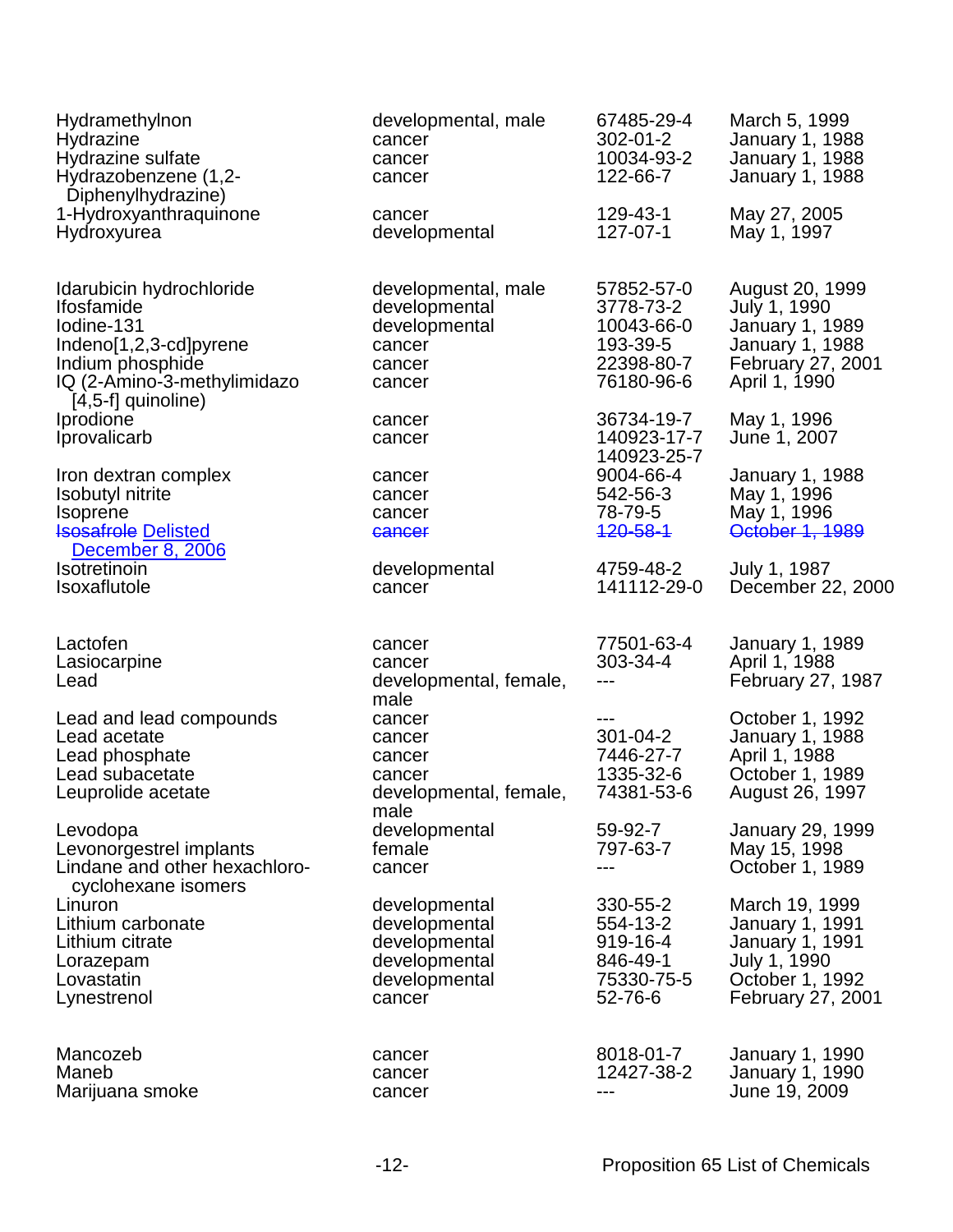| | | | |
|---|---|---|---|
| Hydramethylnon | developmental, male | 67485-29-4 | March 5, 1999 |
| Hydrazine | cancer | 302-01-2 | January 1, 1988 |
| Hydrazine sulfate | cancer | 10034-93-2 | January 1, 1988 |
| Hydrazobenzene (1,2-Diphenylhydrazine) | cancer | 122-66-7 | January 1, 1988 |
| 1-Hydroxyanthraquinone | cancer | 129-43-1 | May 27, 2005 |
| Hydroxyurea | developmental | 127-07-1 | May 1, 1997 |
| | | | |
| Idarubicin hydrochloride | developmental, male | 57852-57-0 | August 20, 1999 |
| Ifosfamide | developmental | 3778-73-2 | July 1, 1990 |
| Iodine-131 | developmental | 10043-66-0 | January 1, 1989 |
| Indeno[1,2,3-cd]pyrene | cancer | 193-39-5 | January 1, 1988 |
| Indium phosphide | cancer | 22398-80-7 | February 27, 2001 |
| IQ (2-Amino-3-methylimidazo [4,5-f] quinoline) | cancer | 76180-96-6 | April 1, 1990 |
| Iprodione | cancer | 36734-19-7 | May 1, 1996 |
| Iprovalicarb | cancer | 140923-17-7<br>140923-25-7 | June 1, 2007 |
| Iron dextran complex | cancer | 9004-66-4 | January 1, 1988 |
| Isobutyl nitrite | cancer | 542-56-3 | May 1, 1996 |
| Isoprene | cancer | 78-79-5 | May 1, 1996 |
| ~~Isosafrole~~ Delisted December 8, 2006 | ~~cancer~~ | ~~120-58-1~~ | ~~October 1, 1989~~ |
| Isotretinoin | developmental | 4759-48-2 | July 1, 1987 |
| Isoxaflutole | cancer | 141112-29-0 | December 22, 2000 |
| | | | |
| Lactofen | cancer | 77501-63-4 | January 1, 1989 |
| Lasiocarpine | cancer | 303-34-4 | April 1, 1988 |
| Lead | developmental, female, male | --- | February 27, 1987 |
| Lead and lead compounds | cancer | --- | October 1, 1992 |
| Lead acetate | cancer | 301-04-2 | January 1, 1988 |
| Lead phosphate | cancer | 7446-27-7 | April 1, 1988 |
| Lead subacetate | cancer | 1335-32-6 | October 1, 1989 |
| Leuprolide acetate | developmental, female, male | 74381-53-6 | August 26, 1997 |
| Levodopa | developmental | 59-92-7 | January 29, 1999 |
| Levonorgestrel implants | female | 797-63-7 | May 15, 1998 |
| Lindane and other hexachloro-cyclohexane isomers | cancer | --- | October 1, 1989 |
| Linuron | developmental | 330-55-2 | March 19, 1999 |
| Lithium carbonate | developmental | 554-13-2 | January 1, 1991 |
| Lithium citrate | developmental | 919-16-4 | January 1, 1991 |
| Lorazepam | developmental | 846-49-1 | July 1, 1990 |
| Lovastatin | developmental | 75330-75-5 | October 1, 1992 |
| Lynestrenol | cancer | 52-76-6 | February 27, 2001 |
| | | | |
| Mancozeb | cancer | 8018-01-7 | January 1, 1990 |
| Maneb | cancer | 12427-38-2 | January 1, 1990 |
| Marijuana smoke | cancer | --- | June 19, 2009 |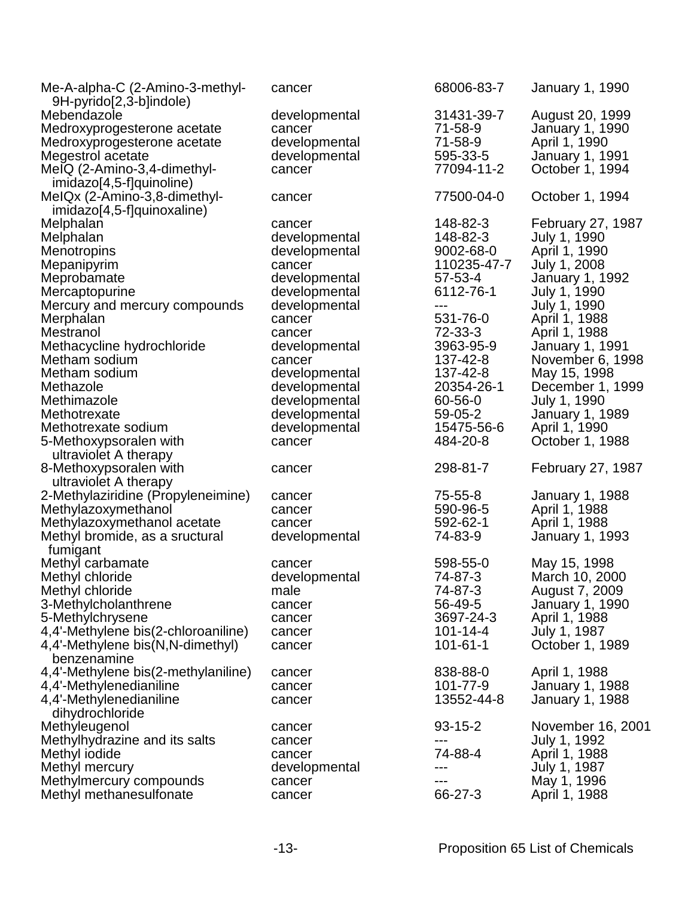| | | | |
|---|---|---|---|
| Me-A-alpha-C (2-Amino-3-methyl-9H-pyrido[2,3-b]indole) | cancer | 68006-83-7 | January 1, 1990 |
| Mebendazole | developmental | 31431-39-7 | August 20, 1999 |
| Medroxyprogesterone acetate | cancer | 71-58-9 | January 1, 1990 |
| Medroxyprogesterone acetate | developmental | 71-58-9 | April 1, 1990 |
| Megestrol acetate | developmental | 595-33-5 | January 1, 1991 |
| MeIQ (2-Amino-3,4-dimethyl-imidazo[4,5-f]quinoline) | cancer | 77094-11-2 | October 1, 1994 |
| MeIQx (2-Amino-3,8-dimethyl-imidazo[4,5-f]quinoxaline) | cancer | 77500-04-0 | October 1, 1994 |
| Melphalan | cancer | 148-82-3 | February 27, 1987 |
| Melphalan | developmental | 148-82-3 | July 1, 1990 |
| Menotropins | developmental | 9002-68-0 | April 1, 1990 |
| Mepanipyrim | cancer | 110235-47-7 | July 1, 2008 |
| Meprobamate | developmental | 57-53-4 | January 1, 1992 |
| Mercaptopurine | developmental | 6112-76-1 | July 1, 1990 |
| Mercury and mercury compounds | developmental | --- | July 1, 1990 |
| Merphalan | cancer | 531-76-0 | April 1, 1988 |
| Mestranol | cancer | 72-33-3 | April 1, 1988 |
| Methacycline hydrochloride | developmental | 3963-95-9 | January 1, 1991 |
| Metham sodium | cancer | 137-42-8 | November 6, 1998 |
| Metham sodium | developmental | 137-42-8 | May 15, 1998 |
| Methazole | developmental | 20354-26-1 | December 1, 1999 |
| Methimazole | developmental | 60-56-0 | July 1, 1990 |
| Methotrexate | developmental | 59-05-2 | January 1, 1989 |
| Methotrexate sodium | developmental | 15475-56-6 | April 1, 1990 |
| 5-Methoxypsoralen with ultraviolet A therapy | cancer | 484-20-8 | October 1, 1988 |
| 8-Methoxypsoralen with ultraviolet A therapy | cancer | 298-81-7 | February 27, 1987 |
| 2-Methylaziridine (Propyleneimine) | cancer | 75-55-8 | January 1, 1988 |
| Methylazoxymethanol | cancer | 590-96-5 | April 1, 1988 |
| Methylazoxymethanol acetate | cancer | 592-62-1 | April 1, 1988 |
| Methyl bromide, as a sructural fumigant | developmental | 74-83-9 | January 1, 1993 |
| Methyl carbamate | cancer | 598-55-0 | May 15, 1998 |
| Methyl chloride | developmental | 74-87-3 | March 10, 2000 |
| Methyl chloride | male | 74-87-3 | August 7, 2009 |
| 3-Methylcholanthrene | cancer | 56-49-5 | January 1, 1990 |
| 5-Methylchrysene | cancer | 3697-24-3 | April 1, 1988 |
| 4,4'-Methylene bis(2-chloroaniline) | cancer | 101-14-4 | July 1, 1987 |
| 4,4'-Methylene bis(N,N-dimethyl) benzenamine | cancer | 101-61-1 | October 1, 1989 |
| 4,4'-Methylene bis(2-methylaniline) | cancer | 838-88-0 | April 1, 1988 |
| 4,4'-Methylenedianiline | cancer | 101-77-9 | January 1, 1988 |
| 4,4'-Methylenedianiline dihydrochloride | cancer | 13552-44-8 | January 1, 1988 |
| Methyleugenol | cancer | 93-15-2 | November 16, 2001 |
| Methylhydrazine and its salts | cancer | --- | July 1, 1992 |
| Methyl iodide | cancer | 74-88-4 | April 1, 1988 |
| Methyl mercury | developmental | --- | July 1, 1987 |
| Methylmercury compounds | cancer | --- | May 1, 1996 |
| Methyl methanesulfonate | cancer | 66-27-3 | April 1, 1988 |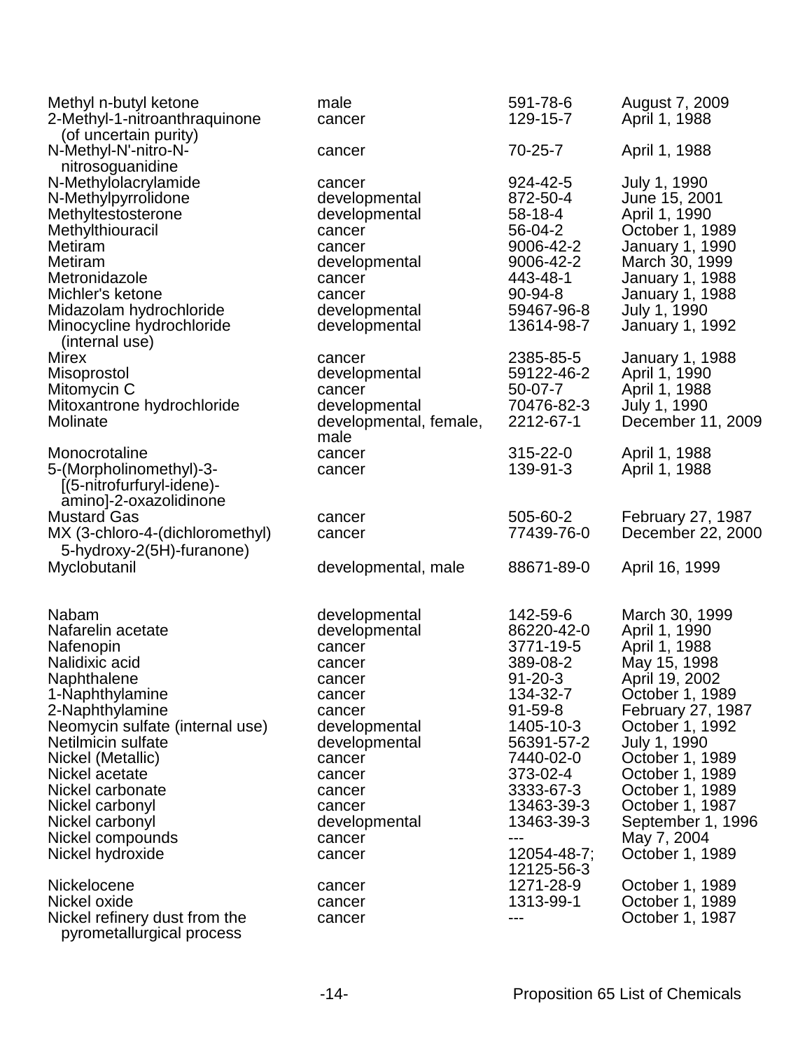| | | | |
|---|---|---|---|
| Methyl n-butyl ketone | male | 591-78-6 | August 7, 2009 |
| 2-Methyl-1-nitroanthraquinone (of uncertain purity) | cancer | 129-15-7 | April 1, 1988 |
| N-Methyl-N'-nitro-N-nitrosoguanidine | cancer | 70-25-7 | April 1, 1988 |
| N-Methylolacrylamide | cancer | 924-42-5 | July 1, 1990 |
| N-Methylpyrrolidone | developmental | 872-50-4 | June 15, 2001 |
| Methyltestosterone | developmental | 58-18-4 | April 1, 1990 |
| Methylthiouracil | cancer | 56-04-2 | October 1, 1989 |
| Metiram | cancer | 9006-42-2 | January 1, 1990 |
| Metiram | developmental | 9006-42-2 | March 30, 1999 |
| Metronidazole | cancer | 443-48-1 | January 1, 1988 |
| Michler's ketone | cancer | 90-94-8 | January 1, 1988 |
| Midazolam hydrochloride | developmental | 59467-96-8 | July 1, 1990 |
| Minocycline hydrochloride (internal use) | developmental | 13614-98-7 | January 1, 1992 |
| Mirex | cancer | 2385-85-5 | January 1, 1988 |
| Misoprostol | developmental | 59122-46-2 | April 1, 1990 |
| Mitomycin C | cancer | 50-07-7 | April 1, 1988 |
| Mitoxantrone hydrochloride | developmental | 70476-82-3 | July 1, 1990 |
| Molinate | developmental, female, male | 2212-67-1 | December 11, 2009 |
| Monocrotaline | cancer | 315-22-0 | April 1, 1988 |
| 5-(Morpholinomethyl)-3-[(5-nitrofurfuryl-idene)-amino]-2-oxazolidinone | cancer | 139-91-3 | April 1, 1988 |
| Mustard Gas | cancer | 505-60-2 | February 27, 1987 |
| MX (3-chloro-4-(dichloromethyl) 5-hydroxy-2(5H)-furanone) | cancer | 77439-76-0 | December 22, 2000 |
| Myclobutanil | developmental, male | 88671-89-0 | April 16, 1999 |
| | | | |
| Nabam | developmental | 142-59-6 | March 30, 1999 |
| Nafarelin acetate | developmental | 86220-42-0 | April 1, 1990 |
| Nafenopin | cancer | 3771-19-5 | April 1, 1988 |
| Nalidixic acid | cancer | 389-08-2 | May 15, 1998 |
| Naphthalene | cancer | 91-20-3 | April 19, 2002 |
| 1-Naphthylamine | cancer | 134-32-7 | October 1, 1989 |
| 2-Naphthylamine | cancer | 91-59-8 | February 27, 1987 |
| Neomycin sulfate (internal use) | developmental | 1405-10-3 | October 1, 1992 |
| Netilmicin sulfate | developmental | 56391-57-2 | July 1, 1990 |
| Nickel (Metallic) | cancer | 7440-02-0 | October 1, 1989 |
| Nickel acetate | cancer | 373-02-4 | October 1, 1989 |
| Nickel carbonate | cancer | 3333-67-3 | October 1, 1989 |
| Nickel carbonyl | cancer | 13463-39-3 | October 1, 1987 |
| Nickel carbonyl | developmental | 13463-39-3 | September 1, 1996 |
| Nickel compounds | cancer | --- | May 7, 2004 |
| Nickel hydroxide | cancer | 12054-48-7; 12125-56-3 | October 1, 1989 |
| Nickelocene | cancer | 1271-28-9 | October 1, 1989 |
| Nickel oxide | cancer | 1313-99-1 | October 1, 1989 |
| Nickel refinery dust from the pyrometallurgical process | cancer | --- | October 1, 1987 |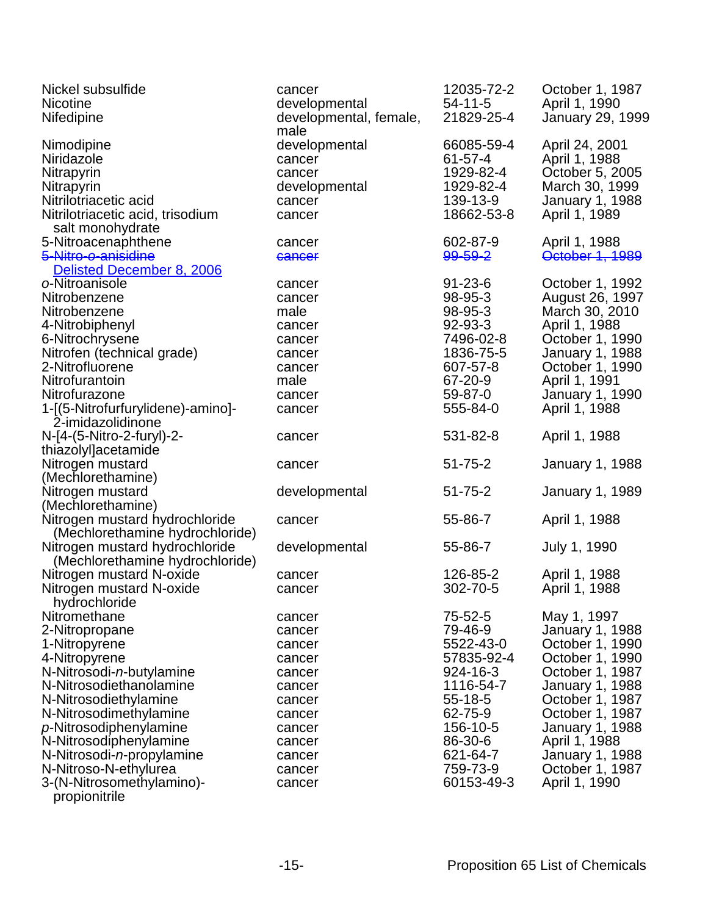| | | | |
|---|---|---|---|
| Nickel subsulfide | cancer | 12035-72-2 | October 1, 1987 |
| Nicotine | developmental | 54-11-5 | April 1, 1990 |
| Nifedipine | developmental, female, male | 21829-25-4 | January 29, 1999 |
| Nimodipine | developmental | 66085-59-4 | April 24, 2001 |
| Niridazole | cancer | 61-57-4 | April 1, 1988 |
| Nitrapyrin | cancer | 1929-82-4 | October 5, 2005 |
| Nitrapyrin | developmental | 1929-82-4 | March 30, 1999 |
| Nitrilotriacetic acid | cancer | 139-13-9 | January 1, 1988 |
| Nitrilotriacetic acid, trisodium salt monohydrate | cancer | 18662-53-8 | April 1, 1989 |
| 5-Nitroacenaphthene | cancer | 602-87-9 | April 1, 1988 |
| ~~5-Nitro-o-anisidine~~ Delisted December 8, 2006 | ~~cancer~~ | ~~99-59-2~~ | ~~October 1, 1989~~ |
| *o*-Nitroanisole | cancer | 91-23-6 | October 1, 1992 |
| Nitrobenzene | cancer | 98-95-3 | August 26, 1997 |
| Nitrobenzene | male | 98-95-3 | March 30, 2010 |
| 4-Nitrobiphenyl | cancer | 92-93-3 | April 1, 1988 |
| 6-Nitrochrysene | cancer | 7496-02-8 | October 1, 1990 |
| Nitrofen (technical grade) | cancer | 1836-75-5 | January 1, 1988 |
| 2-Nitrofluorene | cancer | 607-57-8 | October 1, 1990 |
| Nitrofurantoin | male | 67-20-9 | April 1, 1991 |
| Nitrofurazone | cancer | 59-87-0 | January 1, 1990 |
| 1-[(5-Nitrofurfurylidene)-amino]-2-imidazolidinone | cancer | 555-84-0 | April 1, 1988 |
| N-[4-(5-Nitro-2-furyl)-2-thiazolyl]acetamide | cancer | 531-82-8 | April 1, 1988 |
| Nitrogen mustard (Mechlorethamine) | cancer | 51-75-2 | January 1, 1988 |
| Nitrogen mustard (Mechlorethamine) | developmental | 51-75-2 | January 1, 1989 |
| Nitrogen mustard hydrochloride (Mechlorethamine hydrochloride) | cancer | 55-86-7 | April 1, 1988 |
| Nitrogen mustard hydrochloride (Mechlorethamine hydrochloride) | developmental | 55-86-7 | July 1, 1990 |
| Nitrogen mustard N-oxide | cancer | 126-85-2 | April 1, 1988 |
| Nitrogen mustard N-oxide hydrochloride | cancer | 302-70-5 | April 1, 1988 |
| Nitromethane | cancer | 75-52-5 | May 1, 1997 |
| 2-Nitropropane | cancer | 79-46-9 | January 1, 1988 |
| 1-Nitropyrene | cancer | 5522-43-0 | October 1, 1990 |
| 4-Nitropyrene | cancer | 57835-92-4 | October 1, 1990 |
| N-Nitrosodi-*n*-butylamine | cancer | 924-16-3 | October 1, 1987 |
| N-Nitrosodiethanolamine | cancer | 1116-54-7 | January 1, 1988 |
| N-Nitrosodiethylamine | cancer | 55-18-5 | October 1, 1987 |
| N-Nitrosodimethylamine | cancer | 62-75-9 | October 1, 1987 |
| *p*-Nitrosodiphenylamine | cancer | 156-10-5 | January 1, 1988 |
| N-Nitrosodiphenylamine | cancer | 86-30-6 | April 1, 1988 |
| N-Nitrosodi-*n*-propylamine | cancer | 621-64-7 | January 1, 1988 |
| N-Nitroso-N-ethylurea | cancer | 759-73-9 | October 1, 1987 |
| 3-(N-Nitrosomethylamino)-propionitrile | cancer | 60153-49-3 | April 1, 1990 |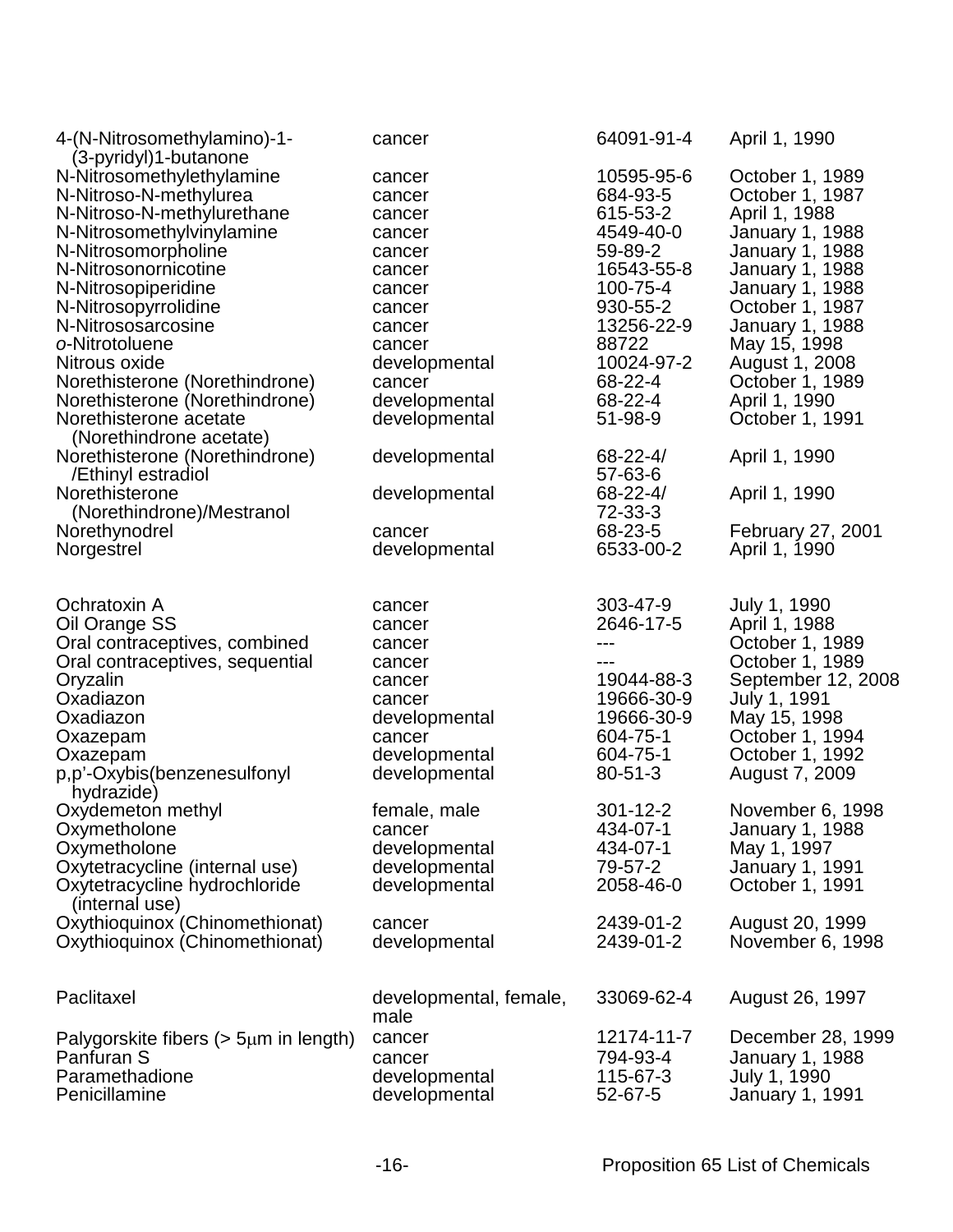| | | | |
|---|---|---|---|
| 4-(N-Nitrosomethylamino)-1-(3-pyridyl)1-butanone | cancer | 64091-91-4 | April 1, 1990 |
| N-Nitrosomethylethylamine | cancer | 10595-95-6 | October 1, 1989 |
| N-Nitroso-N-methylurea | cancer | 684-93-5 | October 1, 1987 |
| N-Nitroso-N-methylurethane | cancer | 615-53-2 | April 1, 1988 |
| N-Nitrosomethylvinylamine | cancer | 4549-40-0 | January 1, 1988 |
| N-Nitrosomorpholine | cancer | 59-89-2 | January 1, 1988 |
| N-Nitrosonornicotine | cancer | 16543-55-8 | January 1, 1988 |
| N-Nitrosopiperidine | cancer | 100-75-4 | January 1, 1988 |
| N-Nitrosopyrrolidine | cancer | 930-55-2 | October 1, 1987 |
| N-Nitrososarcosine | cancer | 13256-22-9 | January 1, 1988 |
| *o*-Nitrotoluene | cancer | 88722 | May 15, 1998 |
| Nitrous oxide | developmental | 10024-97-2 | August 1, 2008 |
| Norethisterone (Norethindrone) | cancer | 68-22-4 | October 1, 1989 |
| Norethisterone (Norethindrone) | developmental | 68-22-4 | April 1, 1990 |
| Norethisterone acetate (Norethindrone acetate) | developmental | 51-98-9 | October 1, 1991 |
| Norethisterone (Norethindrone) /Ethinyl estradiol | developmental | 68-22-4/ 57-63-6 | April 1, 1990 |
| Norethisterone (Norethindrone)/Mestranol | developmental | 68-22-4/ 72-33-3 | April 1, 1990 |
| Norethynodrel | cancer | 68-23-5 | February 27, 2001 |
| Norgestrel | developmental | 6533-00-2 | April 1, 1990 |
| | | | |
| Ochratoxin A | cancer | 303-47-9 | July 1, 1990 |
| Oil Orange SS | cancer | 2646-17-5 | April 1, 1988 |
| Oral contraceptives, combined | cancer | --- | October 1, 1989 |
| Oral contraceptives, sequential | cancer | --- | October 1, 1989 |
| Oryzalin | cancer | 19044-88-3 | September 12, 2008 |
| Oxadiazon | cancer | 19666-30-9 | July 1, 1991 |
| Oxadiazon | developmental | 19666-30-9 | May 15, 1998 |
| Oxazepam | cancer | 604-75-1 | October 1, 1994 |
| Oxazepam | developmental | 604-75-1 | October 1, 1992 |
| p,p'-Oxybis(benzenesulfonyl hydrazide) | developmental | 80-51-3 | August 7, 2009 |
| Oxydemeton methyl | female, male | 301-12-2 | November 6, 1998 |
| Oxymetholone | cancer | 434-07-1 | January 1, 1988 |
| Oxymetholone | developmental | 434-07-1 | May 1, 1997 |
| Oxytetracycline (internal use) | developmental | 79-57-2 | January 1, 1991 |
| Oxytetracycline hydrochloride (internal use) | developmental | 2058-46-0 | October 1, 1991 |
| Oxythioquinox (Chinomethionat) | cancer | 2439-01-2 | August 20, 1999 |
| Oxythioquinox (Chinomethionat) | developmental | 2439-01-2 | November 6, 1998 |
| | | | |
| Paclitaxel | developmental, female, male | 33069-62-4 | August 26, 1997 |
| Palygorskite fibers (> 5μm in length) | cancer | 12174-11-7 | December 28, 1999 |
| Panfuran S | cancer | 794-93-4 | January 1, 1988 |
| Paramethadione | developmental | 115-67-3 | July 1, 1990 |
| Penicillamine | developmental | 52-67-5 | January 1, 1991 |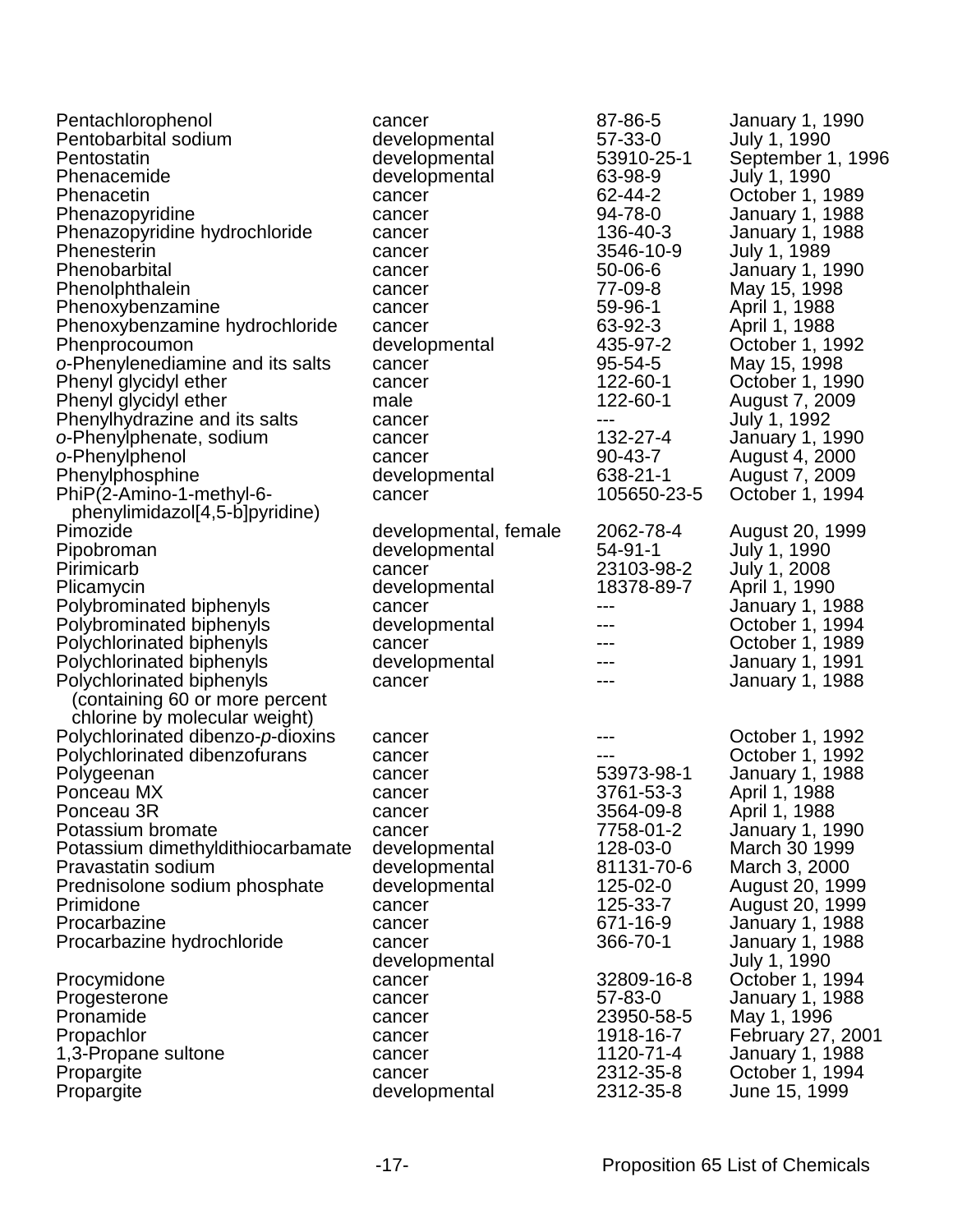| | | | |
|---|---|---|---|
| Pentachlorophenol | cancer | 87-86-5 | January 1, 1990 |
| Pentobarbital sodium | developmental | 57-33-0 | July 1, 1990 |
| Pentostatin | developmental | 53910-25-1 | September 1, 1996 |
| Phenacemide | developmental | 63-98-9 | July 1, 1990 |
| Phenacetin | cancer | 62-44-2 | October 1, 1989 |
| Phenazopyridine | cancer | 94-78-0 | January 1, 1988 |
| Phenazopyridine hydrochloride | cancer | 136-40-3 | January 1, 1988 |
| Phenesterin | cancer | 3546-10-9 | July 1, 1989 |
| Phenobarbital | cancer | 50-06-6 | January 1, 1990 |
| Phenolphthalein | cancer | 77-09-8 | May 15, 1998 |
| Phenoxybenzamine | cancer | 59-96-1 | April 1, 1988 |
| Phenoxybenzamine hydrochloride | cancer | 63-92-3 | April 1, 1988 |
| Phenprocoumon | developmental | 435-97-2 | October 1, 1992 |
| *o*-Phenylenediamine and its salts | cancer | 95-54-5 | May 15, 1998 |
| Phenyl glycidyl ether | cancer | 122-60-1 | October 1, 1990 |
| Phenyl glycidyl ether | male | 122-60-1 | August 7, 2009 |
| Phenylhydrazine and its salts | cancer | --- | July 1, 1992 |
| *o*-Phenylphenate, sodium | cancer | 132-27-4 | January 1, 1990 |
| *o*-Phenylphenol | cancer | 90-43-7 | August 4, 2000 |
| Phenylphosphine | developmental | 638-21-1 | August 7, 2009 |
| PhiP(2-Amino-1-methyl-6-phenylimidazol[4,5-b]pyridine) | cancer | 105650-23-5 | October 1, 1994 |
| Pimozide | developmental, female | 2062-78-4 | August 20, 1999 |
| Pipobroman | developmental | 54-91-1 | July 1, 1990 |
| Pirimicarb | cancer | 23103-98-2 | July 1, 2008 |
| Plicamycin | developmental | 18378-89-7 | April 1, 1990 |
| Polybrominated biphenyls | cancer | --- | January 1, 1988 |
| Polybrominated biphenyls | developmental | --- | October 1, 1994 |
| Polychlorinated biphenyls | cancer | --- | October 1, 1989 |
| Polychlorinated biphenyls | developmental | --- | January 1, 1991 |
| Polychlorinated biphenyls (containing 60 or more percent chlorine by molecular weight) | cancer | --- | January 1, 1988 |
| Polychlorinated dibenzo-*p*-dioxins | cancer | --- | October 1, 1992 |
| Polychlorinated dibenzofurans | cancer | --- | October 1, 1992 |
| Polygeenan | cancer | 53973-98-1 | January 1, 1988 |
| Ponceau MX | cancer | 3761-53-3 | April 1, 1988 |
| Ponceau 3R | cancer | 3564-09-8 | April 1, 1988 |
| Potassium bromate | cancer | 7758-01-2 | January 1, 1990 |
| Potassium dimethyldithiocarbamate | developmental | 128-03-0 | March 30 1999 |
| Pravastatin sodium | developmental | 81131-70-6 | March 3, 2000 |
| Prednisolone sodium phosphate | developmental | 125-02-0 | August 20, 1999 |
| Primidone | cancer | 125-33-7 | August 20, 1999 |
| Procarbazine | cancer | 671-16-9 | January 1, 1988 |
| Procarbazine hydrochloride | cancer | 366-70-1 | January 1, 1988 |
| | developmental | | July 1, 1990 |
| Procymidone | cancer | 32809-16-8 | October 1, 1994 |
| Progesterone | cancer | 57-83-0 | January 1, 1988 |
| Pronamide | cancer | 23950-58-5 | May 1, 1996 |
| Propachlor | cancer | 1918-16-7 | February 27, 2001 |
| 1,3-Propane sultone | cancer | 1120-71-4 | January 1, 1988 |
| Propargite | cancer | 2312-35-8 | October 1, 1994 |
| Propargite | developmental | 2312-35-8 | June 15, 1999 |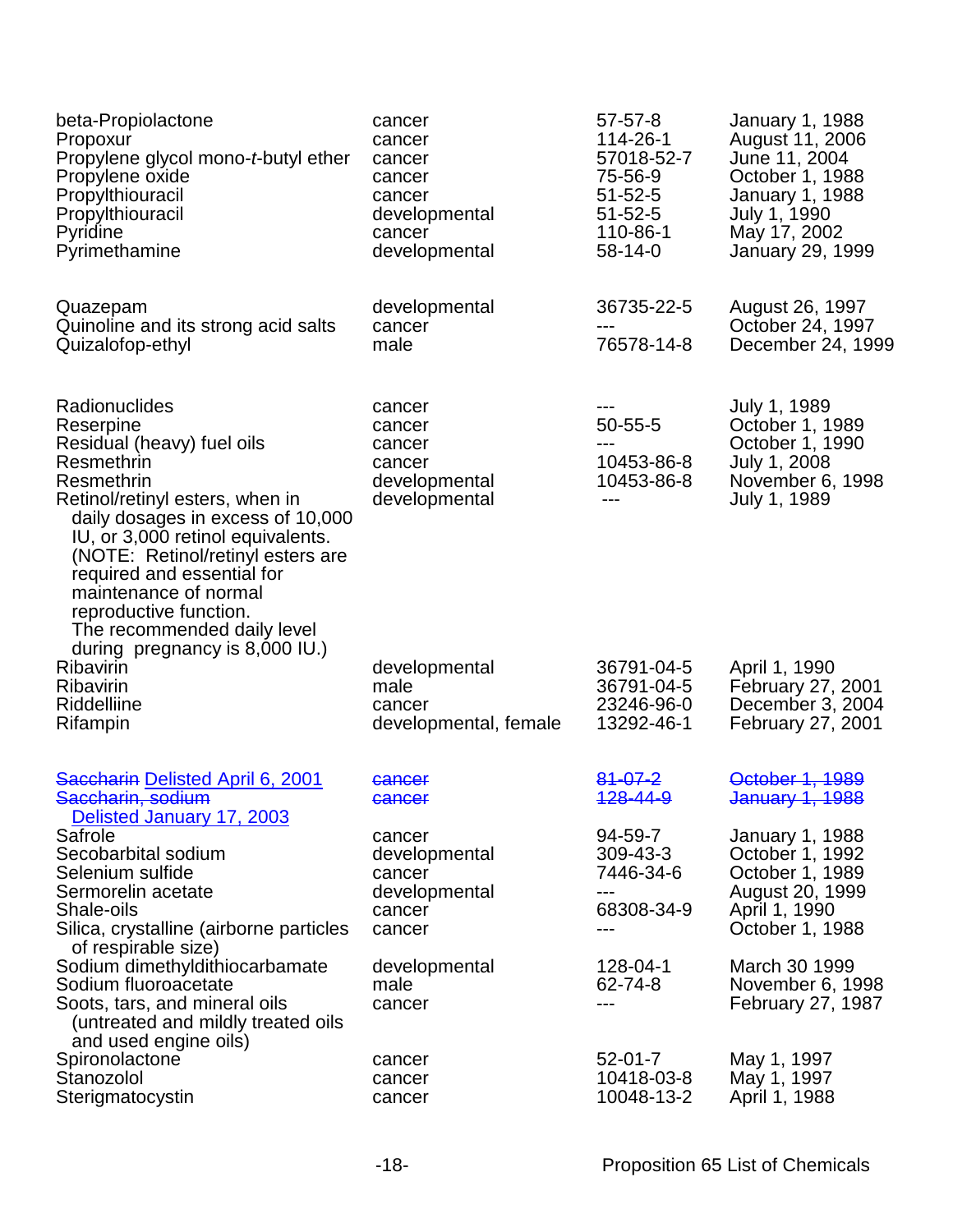| | | | |
|---|---|---|---|
| beta-Propiolactone | cancer | 57-57-8 | January 1, 1988 |
| Propoxur | cancer | 114-26-1 | August 11, 2006 |
| Propylene glycol mono-*t*-butyl ether | cancer | 57018-52-7 | June 11, 2004 |
| Propylene oxide | cancer | 75-56-9 | October 1, 1988 |
| Propylthiouracil | cancer | 51-52-5 | January 1, 1988 |
| Propylthiouracil | developmental | 51-52-5 | July 1, 1990 |
| Pyridine | cancer | 110-86-1 | May 17, 2002 |
| Pyrimethamine | developmental | 58-14-0 | January 29, 1999 |
| | | | |
| Quazepam | developmental | 36735-22-5 | August 26, 1997 |
| Quinoline and its strong acid salts | cancer | --- | October 24, 1997 |
| Quizalofop-ethyl | male | 76578-14-8 | December 24, 1999 |
| | | | |
| Radionuclides | cancer | --- | July 1, 1989 |
| Reserpine | cancer | 50-55-5 | October 1, 1989 |
| Residual (heavy) fuel oils | cancer | --- | October 1, 1990 |
| Resmethrin | cancer | 10453-86-8 | July 1, 2008 |
| Resmethrin | developmental | 10453-86-8 | November 6, 1998 |
| Retinol/retinyl esters, when in daily dosages in excess of 10,000 IU, or 3,000 retinol equivalents. (NOTE: Retinol/retinyl esters are required and essential for maintenance of normal reproductive function. The recommended daily level during pregnancy is 8,000 IU.) | developmental | --- | July 1, 1989 |
| Ribavirin | developmental | 36791-04-5 | April 1, 1990 |
| Ribavirin | male | 36791-04-5 | February 27, 2001 |
| Riddelliine | cancer | 23246-96-0 | December 3, 2004 |
| Rifampin | developmental, female | 13292-46-1 | February 27, 2001 |
| | | | |
| ~~Saccharin~~ Delisted April 6, 2001 | ~~cancer~~ | ~~81-07-2~~ | ~~October 1, 1989~~ |
| ~~Saccharin, sodium~~ Delisted January 17, 2003 | ~~cancer~~ | ~~128-44-9~~ | ~~January 1, 1988~~ |
| Safrole | cancer | 94-59-7 | January 1, 1988 |
| Secobarbital sodium | developmental | 309-43-3 | October 1, 1992 |
| Selenium sulfide | cancer | 7446-34-6 | October 1, 1989 |
| Sermorelin acetate | developmental | --- | August 20, 1999 |
| Shale-oils | cancer | 68308-34-9 | April 1, 1990 |
| Silica, crystalline (airborne particles of respirable size) | cancer | --- | October 1, 1988 |
| Sodium dimethyldithiocarbamate | developmental | 128-04-1 | March 30 1999 |
| Sodium fluoroacetate | male | 62-74-8 | November 6, 1998 |
| Soots, tars, and mineral oils (untreated and mildly treated oils and used engine oils) | cancer | --- | February 27, 1987 |
| Spironolactone | cancer | 52-01-7 | May 1, 1997 |
| Stanozolol | cancer | 10418-03-8 | May 1, 1997 |
| Sterigmatocystin | cancer | 10048-13-2 | April 1, 1988 |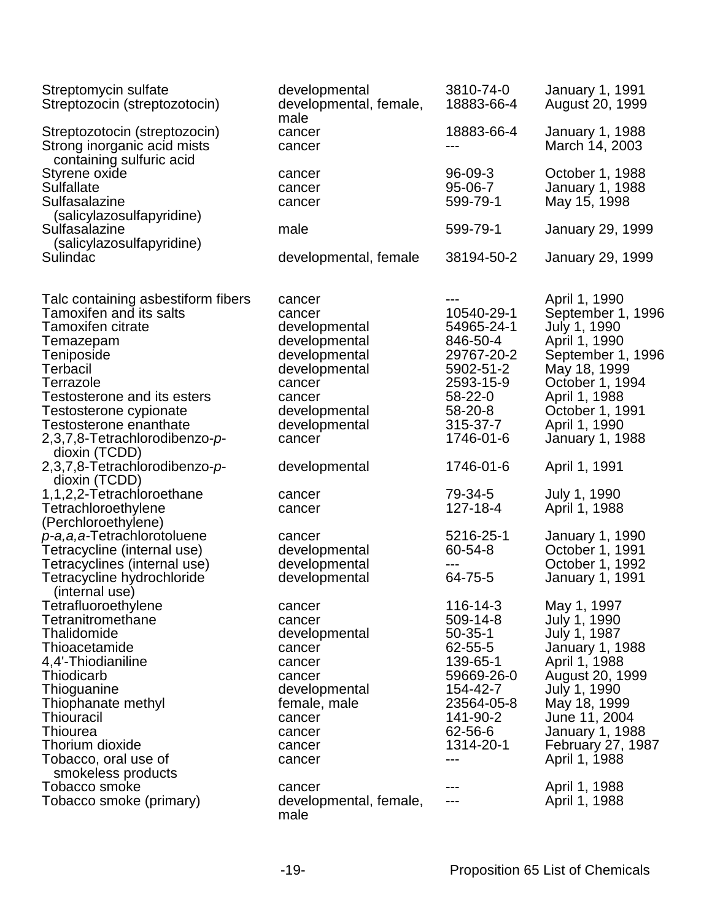| | | | |
|---|---|---|---|
| Streptomycin sulfate | developmental | 3810-74-0 | January 1, 1991 |
| Streptozocin (streptozotocin) | developmental, female, male | 18883-66-4 | August 20, 1999 |
| Streptozotocin (streptozocin) | cancer | 18883-66-4 | January 1, 1988 |
| Strong inorganic acid mists containing sulfuric acid | cancer | --- | March 14, 2003 |
| Styrene oxide | cancer | 96-09-3 | October 1, 1988 |
| Sulfallate | cancer | 95-06-7 | January 1, 1988 |
| Sulfasalazine (salicylazosulfapyridine) | cancer | 599-79-1 | May 15, 1998 |
| Sulfasalazine (salicylazosulfapyridine) | male | 599-79-1 | January 29, 1999 |
| Sulindac | developmental, female | 38194-50-2 | January 29, 1999 |
| | | | |
| Talc containing asbestiform fibers | cancer | --- | April 1, 1990 |
| Tamoxifen and its salts | cancer | 10540-29-1 | September 1, 1996 |
| Tamoxifen citrate | developmental | 54965-24-1 | July 1, 1990 |
| Temazepam | developmental | 846-50-4 | April 1, 1990 |
| Teniposide | developmental | 29767-20-2 | September 1, 1996 |
| Terbacil | developmental | 5902-51-2 | May 18, 1999 |
| Terrazole | cancer | 2593-15-9 | October 1, 1994 |
| Testosterone and its esters | cancer | 58-22-0 | April 1, 1988 |
| Testosterone cypionate | developmental | 58-20-8 | October 1, 1991 |
| Testosterone enanthate | developmental | 315-37-7 | April 1, 1990 |
| 2,3,7,8-Tetrachlorodibenzo-*p*-dioxin (TCDD) | cancer | 1746-01-6 | January 1, 1988 |
| 2,3,7,8-Tetrachlorodibenzo-*p*-dioxin (TCDD) | developmental | 1746-01-6 | April 1, 1991 |
| 1,1,2,2-Tetrachloroethane | cancer | 79-34-5 | July 1, 1990 |
| Tetrachloroethylene (Perchloroethylene) | cancer | 127-18-4 | April 1, 1988 |
| *p-a,a,a*-Tetrachlorotoluene | cancer | 5216-25-1 | January 1, 1990 |
| Tetracycline (internal use) | developmental | 60-54-8 | October 1, 1991 |
| Tetracyclines (internal use) | developmental | --- | October 1, 1992 |
| Tetracycline hydrochloride (internal use) | developmental | 64-75-5 | January 1, 1991 |
| Tetrafluoroethylene | cancer | 116-14-3 | May 1, 1997 |
| Tetranitromethane | cancer | 509-14-8 | July 1, 1990 |
| Thalidomide | developmental | 50-35-1 | July 1, 1987 |
| Thioacetamide | cancer | 62-55-5 | January 1, 1988 |
| 4,4'-Thiodianiline | cancer | 139-65-1 | April 1, 1988 |
| Thiodicarb | cancer | 59669-26-0 | August 20, 1999 |
| Thioguanine | developmental | 154-42-7 | July 1, 1990 |
| Thiophanate methyl | female, male | 23564-05-8 | May 18, 1999 |
| Thiouracil | cancer | 141-90-2 | June 11, 2004 |
| Thiourea | cancer | 62-56-6 | January 1, 1988 |
| Thorium dioxide | cancer | 1314-20-1 | February 27, 1987 |
| Tobacco, oral use of smokeless products | cancer | --- | April 1, 1988 |
| Tobacco smoke | cancer | --- | April 1, 1988 |
| Tobacco smoke (primary) | developmental, female, male | --- | April 1, 1988 |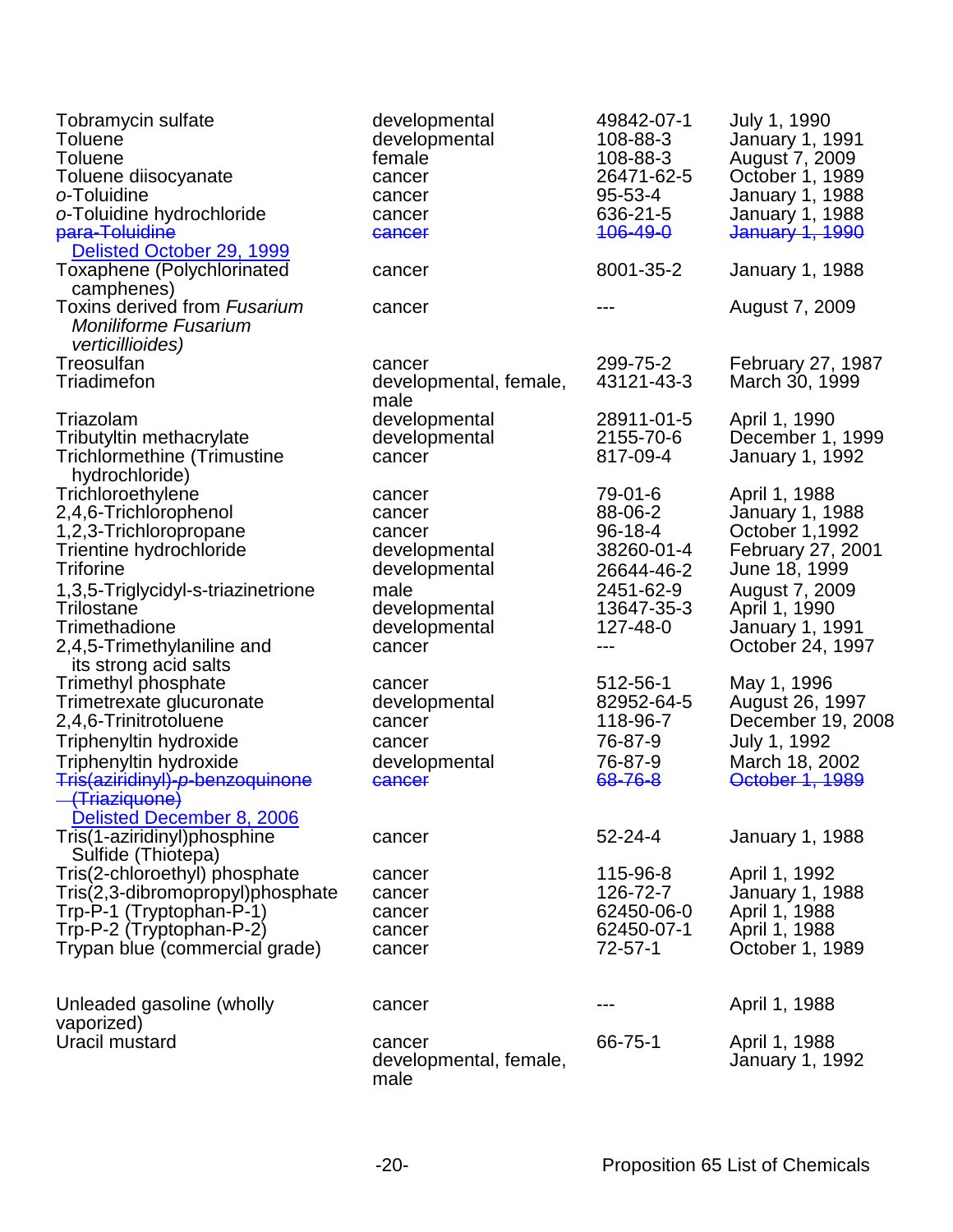| | | | |
|---|---|---|---|
| Tobramycin sulfate | developmental | 49842-07-1 | July 1, 1990 |
| Toluene | developmental | 108-88-3 | January 1, 1991 |
| Toluene | female | 108-88-3 | August 7, 2009 |
| Toluene diisocyanate | cancer | 26471-62-5 | October 1, 1989 |
| *o*-Toluidine | cancer | 95-53-4 | January 1, 1988 |
| *o*-Toluidine hydrochloride | cancer | 636-21-5 | January 1, 1988 |
| ~~para-Toluidine~~ Delisted October 29, 1999 | ~~cancer~~ | ~~106-49-0~~ | ~~January 1, 1990~~ |
| Toxaphene (Polychlorinated camphenes) | cancer | 8001-35-2 | January 1, 1988 |
| Toxins derived from *Fusarium Moniliforme Fusarium verticillioides)* | cancer | --- | August 7, 2009 |
| Treosulfan | cancer | 299-75-2 | February 27, 1987 |
| Triadimefon | developmental, female, male | 43121-43-3 | March 30, 1999 |
| Triazolam | developmental | 28911-01-5 | April 1, 1990 |
| Tributyltin methacrylate | developmental | 2155-70-6 | December 1, 1999 |
| Trichlormethine (Trimustine hydrochloride) | cancer | 817-09-4 | January 1, 1992 |
| Trichloroethylene | cancer | 79-01-6 | April 1, 1988 |
| 2,4,6-Trichlorophenol | cancer | 88-06-2 | January 1, 1988 |
| 1,2,3-Trichloropropane | cancer | 96-18-4 | October 1,1992 |
| Trientine hydrochloride | developmental | 38260-01-4 | February 27, 2001 |
| Triforine | developmental | 26644-46-2 | June 18, 1999 |
| 1,3,5-Triglycidyl-s-triazinetrione | male | 2451-62-9 | August 7, 2009 |
| Trilostane | developmental | 13647-35-3 | April 1, 1990 |
| Trimethadione | developmental | 127-48-0 | January 1, 1991 |
| 2,4,5-Trimethylaniline and its strong acid salts | cancer | --- | October 24, 1997 |
| Trimethyl phosphate | cancer | 512-56-1 | May 1, 1996 |
| Trimetrexate glucuronate | developmental | 82952-64-5 | August 26, 1997 |
| 2,4,6-Trinitrotoluene | cancer | 118-96-7 | December 19, 2008 |
| Triphenyltin hydroxide | cancer | 76-87-9 | July 1, 1992 |
| Triphenyltin hydroxide | developmental | 76-87-9 | March 18, 2002 |
| ~~Tris(aziridinyl)-*p*-benzoquinone (Triaziquone)~~ Delisted December 8, 2006 | ~~cancer~~ | ~~68-76-8~~ | ~~October 1, 1989~~ |
| Tris(1-aziridinyl)phosphine Sulfide (Thiotepa) | cancer | 52-24-4 | January 1, 1988 |
| Tris(2-chloroethyl) phosphate | cancer | 115-96-8 | April 1, 1992 |
| Tris(2,3-dibromopropyl)phosphate | cancer | 126-72-7 | January 1, 1988 |
| Trp-P-1 (Tryptophan-P-1) | cancer | 62450-06-0 | April 1, 1988 |
| Trp-P-2 (Tryptophan-P-2) | cancer | 62450-07-1 | April 1, 1988 |
| Trypan blue (commercial grade) | cancer | 72-57-1 | October 1, 1989 |
| Unleaded gasoline (wholly vaporized) | cancer | --- | April 1, 1988 |
| Uracil mustard | cancer | 66-75-1 | April 1, 1988 |
| | developmental, female, male | | January 1, 1992 |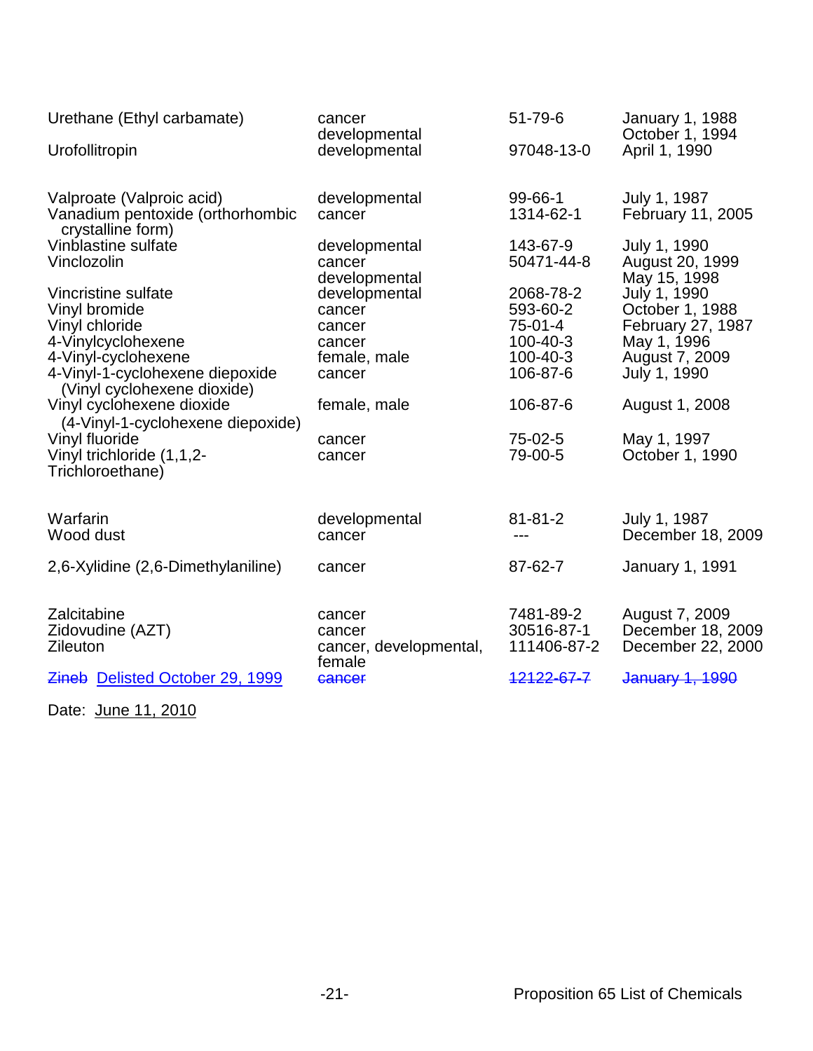| | | | |
|---|---|---|---|
| Urethane (Ethyl carbamate) | cancer<br>developmental | 51-79-6 | January 1, 1988<br>October 1, 1994 |
| Urofollitropin | developmental | 97048-13-0 | April 1, 1990 |
| | | | |
| Valproate (Valproic acid) | developmental | 99-66-1 | July 1, 1987 |
| Vanadium pentoxide (orthorhombic crystalline form) | cancer | 1314-62-1 | February 11, 2005 |
| Vinblastine sulfate | developmental | 143-67-9 | July 1, 1990 |
| Vinclozolin | cancer<br>developmental | 50471-44-8 | August 20, 1999<br>May 15, 1998 |
| Vincristine sulfate | developmental | 2068-78-2 | July 1, 1990 |
| Vinyl bromide | cancer | 593-60-2 | October 1, 1988 |
| Vinyl chloride | cancer | 75-01-4 | February 27, 1987 |
| 4-Vinylcyclohexene | cancer | 100-40-3 | May 1, 1996 |
| 4-Vinyl-cyclohexene | female, male | 100-40-3 | August 7, 2009 |
| 4-Vinyl-1-cyclohexene diepoxide (Vinyl cyclohexene dioxide) | cancer | 106-87-6 | July 1, 1990 |
| Vinyl cyclohexene dioxide (4-Vinyl-1-cyclohexene diepoxide) | female, male | 106-87-6 | August 1, 2008 |
| Vinyl fluoride | cancer | 75-02-5 | May 1, 1997 |
| Vinyl trichloride (1,1,2-Trichloroethane) | cancer | 79-00-5 | October 1, 1990 |
| | | | |
| Warfarin | developmental | 81-81-2 | July 1, 1987 |
| Wood dust | cancer | --- | December 18, 2009 |
| 2,6-Xylidine (2,6-Dimethylaniline) | cancer | 87-62-7 | January 1, 1991 |
| | | | |
| Zalcitabine | cancer | 7481-89-2 | August 7, 2009 |
| Zidovudine (AZT) | cancer | 30516-87-1 | December 18, 2009 |
| Zileuton | cancer, developmental, female | 111406-87-2 | December 22, 2000 |
| ~~Zineb~~ Delisted October 29, 1999 | ~~cancer~~ | ~~12122-67-7~~ | ~~January 1, 1990~~ |

Date: June 11, 2010